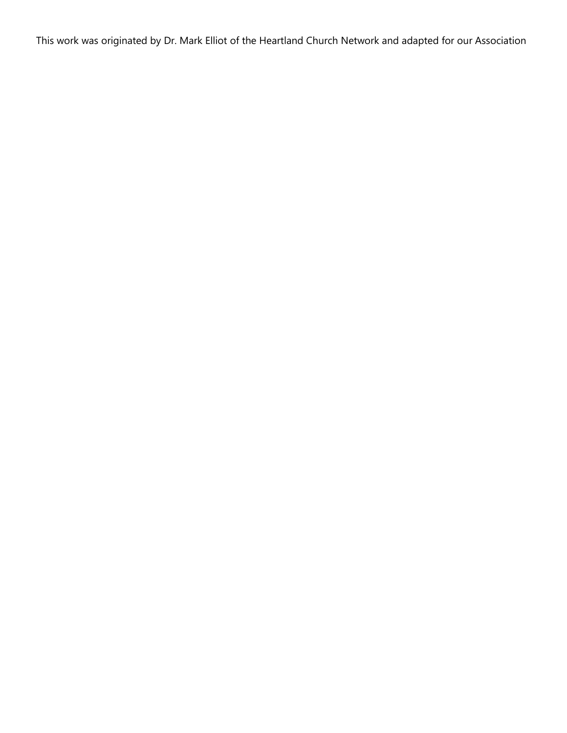This work was originated by Dr. Mark Elliot of the Heartland Church Network and adapted for our Association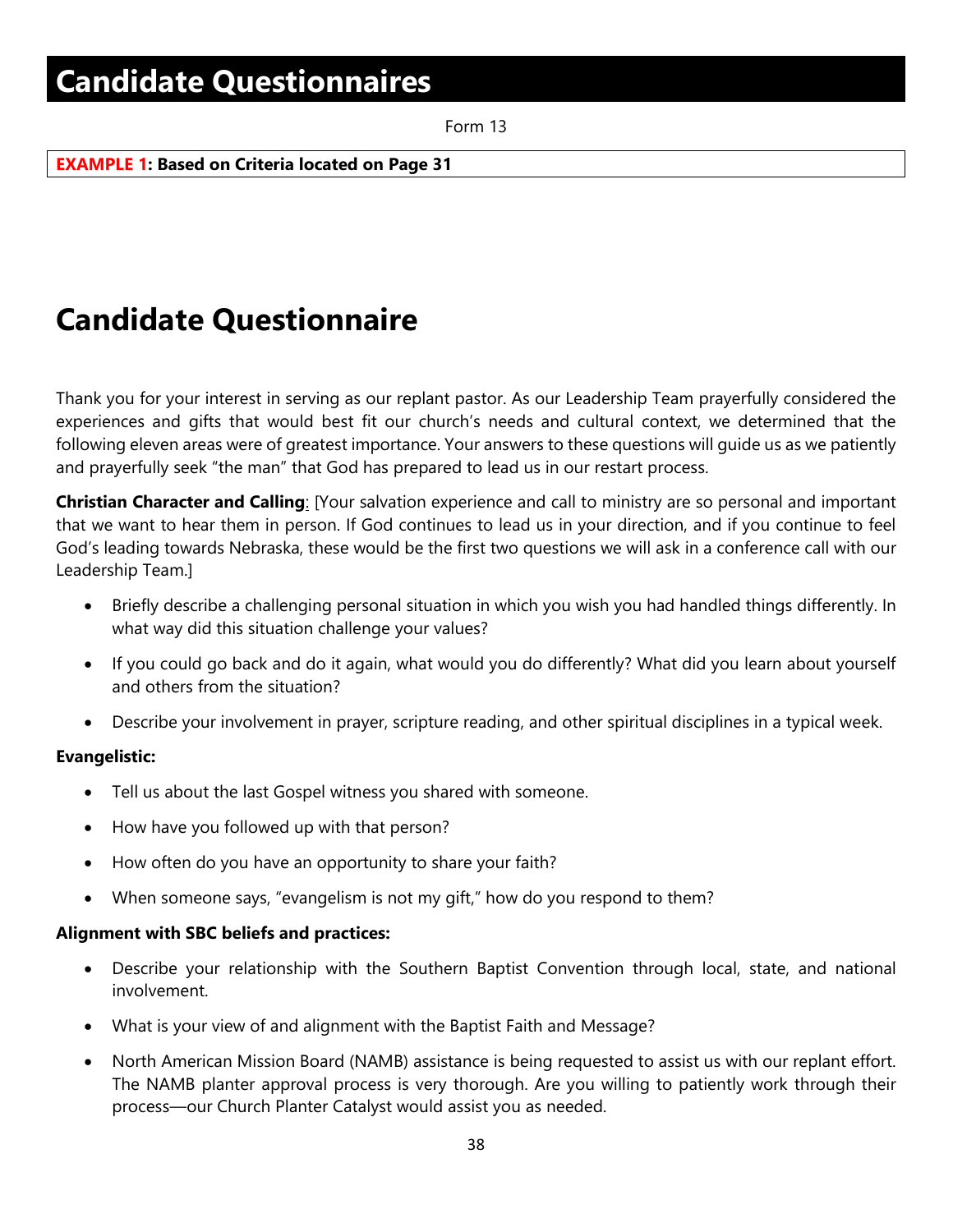# Candidate Questionnaires

Form 13

**EXAMPLE 1: Based on Criteria located on Page 31**

# Candidate Questionnaire

Thank you for your interest in serving as our replant pastor. As our Leadership Team prayerfully considered the experiences and gifts that would best fit our church's needs and cultural context, we determined that the following eleven areas were of greatest importance. Your answers to these questions will guide us as we patiently and prayerfully seek "the man" that God has prepared to lead us in our restart process.

**Christian Character and Calling**: [Your salvation experience and call to ministry are so personal and important that we want to hear them in person. If God continues to lead us in your direction, and if you continue to feel God's leading towards Nebraska, these would be the first two questions we will ask in a conference call with our Leadership Team.]

- Briefly describe a challenging personal situation in which you wish you had handled things differently. In what way did this situation challenge your values?
- If you could go back and do it again, what would you do differently? What did you learn about yourself and others from the situation?
- Describe your involvement in prayer, scripture reading, and other spiritual disciplines in a typical week.

**Evangelistic:**

- Tell us about the last Gospel witness you shared with someone.
- How have you followed up with that person?
- How often do you have an opportunity to share your faith?
- When someone says, "evangelism is not my gift," how do you respond to them?

**Alignment with SBC beliefs and practices:**

- Describe your relationship with the Southern Baptist Convention through local, state, and national involvement.
- What is your view of and alignment with the Baptist Faith and Message?
- North American Mission Board (NAMB) assistance is being requested to assist us with our replant effort. The NAMB planter approval process is very thorough. Are you willing to patiently work through their process—our Church Planter Catalyst would assist you as needed.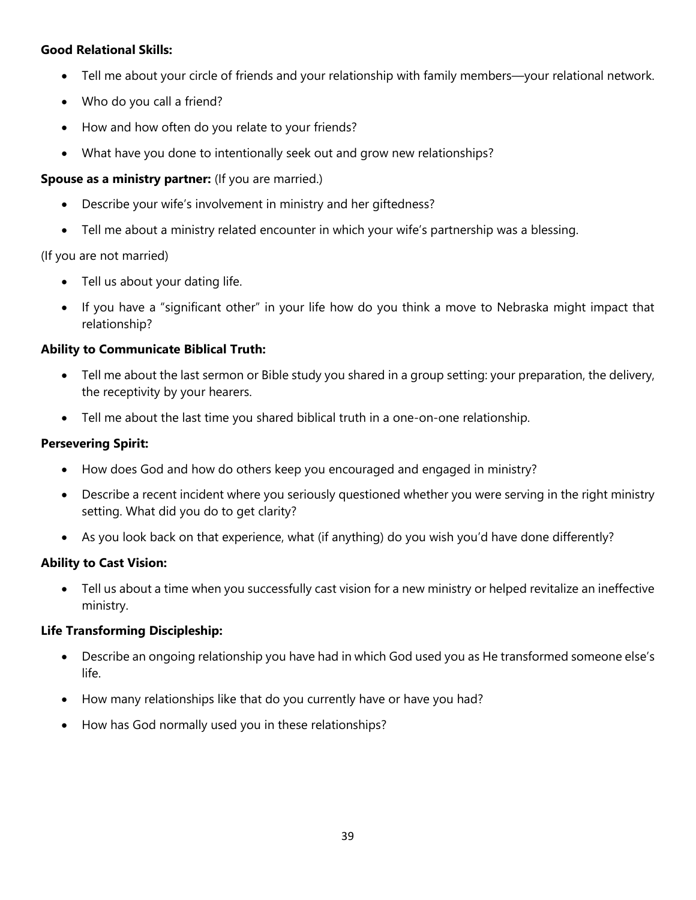**Good Relational Skills:**

- Tell me about your circle of friends and your relationship with family members—your relational network.
- Who do you call a friend?
- How and how often do you relate to your friends?
- What have you done to intentionally seek out and grow new relationships?

**Spouse as a ministry partner:** (If you are married.)

- Describe your wife's involvement in ministry and her giftedness?
- Tell me about a ministry related encounter in which your wife's partnership was a blessing.

(If you are not married)

- Tell us about your dating life.
- If you have a "significant other" in your life how do you think a move to Nebraska might impact that relationship?

**Ability to Communicate Biblical Truth:**

- Tell me about the last sermon or Bible study you shared in a group setting: your preparation, the delivery, the receptivity by your hearers.
- Tell me about the last time you shared biblical truth in a one-on-one relationship.

**Persevering Spirit:**

- How does God and how do others keep you encouraged and engaged in ministry?
- Describe a recent incident where you seriously questioned whether you were serving in the right ministry setting. What did you do to get clarity?
- As you look back on that experience, what (if anything) do you wish you'd have done differently?

**Ability to Cast Vision:**

- Tell us about a time when you successfully cast vision for a new ministry or helped revitalize an ineffective ministry.

**Life Transforming Discipleship:**

- Describe an ongoing relationship you have had in which God used you as He transformed someone else's life.
- How many relationships like that do you currently have or have you had?
- How has God normally used you in these relationships?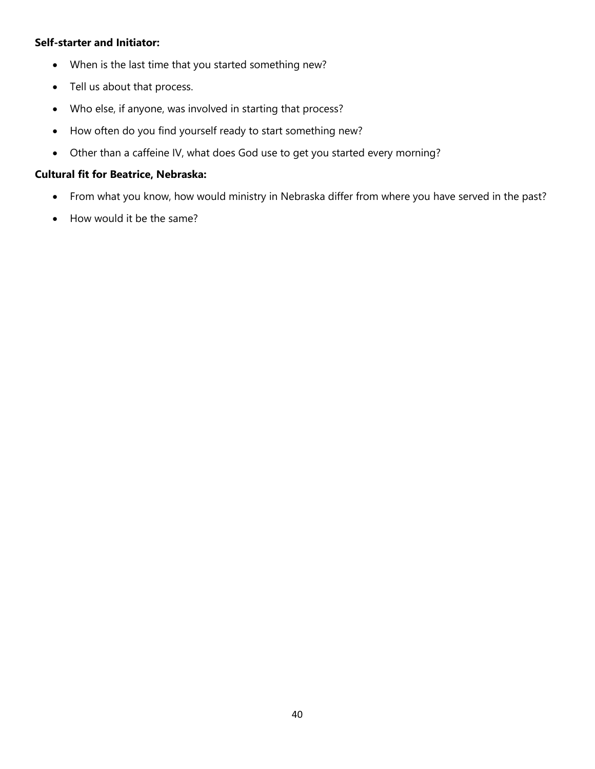**Self-starter and Initiator:**

- When is the last time that you started something new?
- Tell us about that process.
- Who else, if anyone, was involved in starting that process?
- How often do you find yourself ready to start something new?
- Other than a caffeine IV, what does God use to get you started every morning?

**Cultural fit for Beatrice, Nebraska:**

- From what you know, how would ministry in Nebraska differ from where you have served in the past?
- How would it be the same?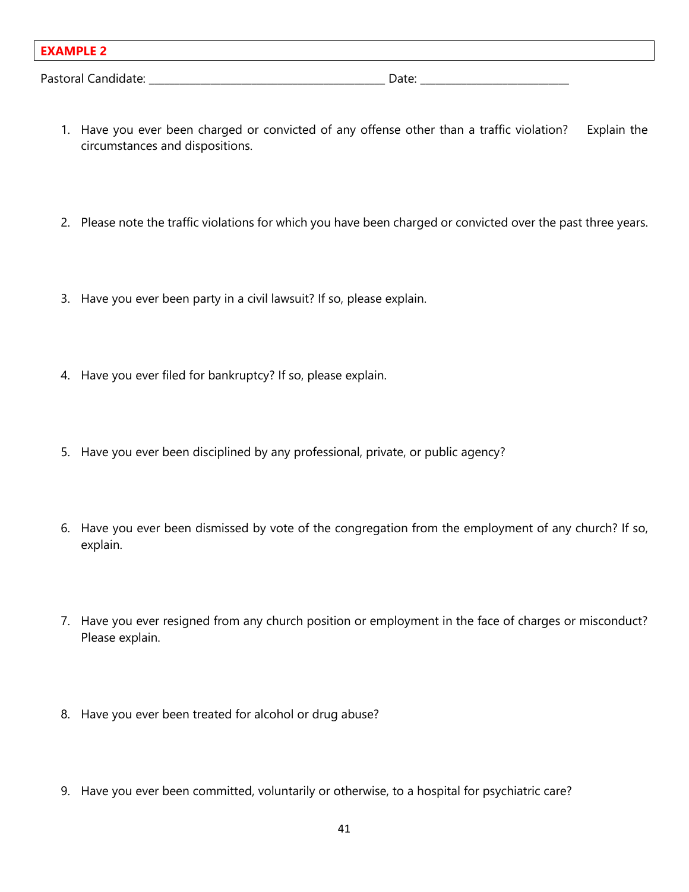**EXAMPLE 2**

Pastoral Candidate: ___________________________________________ Date: ___________________________

1. Have you ever been charged or convicted of any offense other than a traffic violation? Explain the circumstances and dispositions.

2. Please note the traffic violations for which you have been charged or convicted over the past three years.

3. Have you ever been party in a civil lawsuit? If so, please explain.

4. Have you ever filed for bankruptcy? If so, please explain.

5. Have you ever been disciplined by any professional, private, or public agency?

6. Have you ever been dismissed by vote of the congregation from the employment of any church? If so, explain.

7. Have you ever resigned from any church position or employment in the face of charges or misconduct? Please explain.

8. Have you ever been treated for alcohol or drug abuse?

9. Have you ever been committed, voluntarily or otherwise, to a hospital for psychiatric care?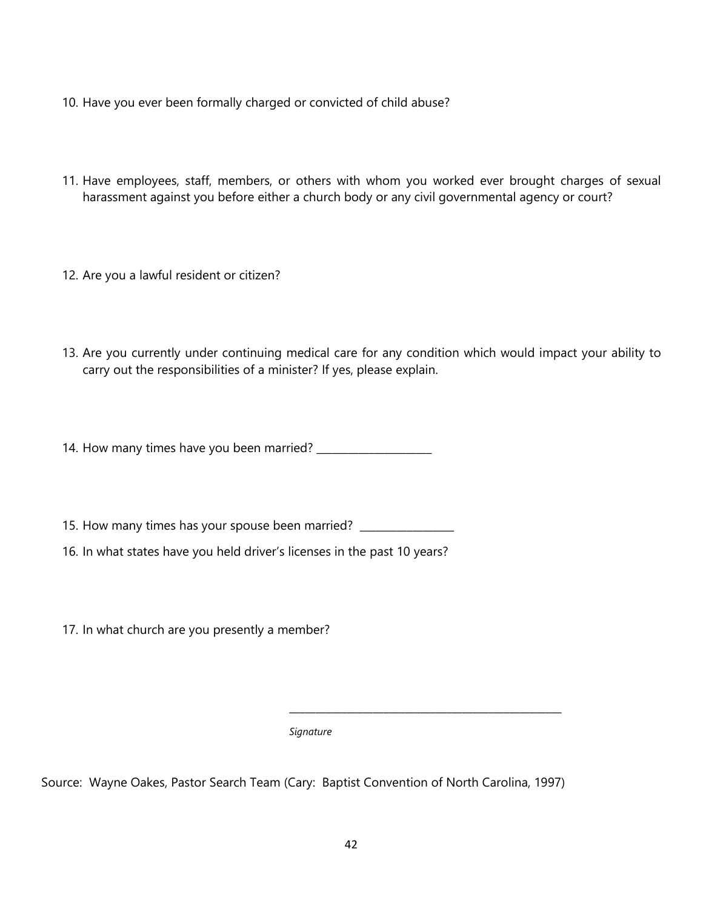10. Have you ever been formally charged or convicted of child abuse?

11. Have employees, staff, members, or others with whom you worked ever brought charges of sexual harassment against you before either a church body or any civil governmental agency or court?

12. Are you a lawful resident or citizen?

13. Are you currently under continuing medical care for any condition which would impact your ability to carry out the responsibilities of a minister? If yes, please explain.

14. How many times have you been married? ____________________

15. How many times has your spouse been married? ________________

16. In what states have you held driver's licenses in the past 10 years?

17. In what church are you presently a member?

__________________________________________________

*Signature*

Source: Wayne Oakes, Pastor Search Team (Cary: Baptist Convention of North Carolina, 1997)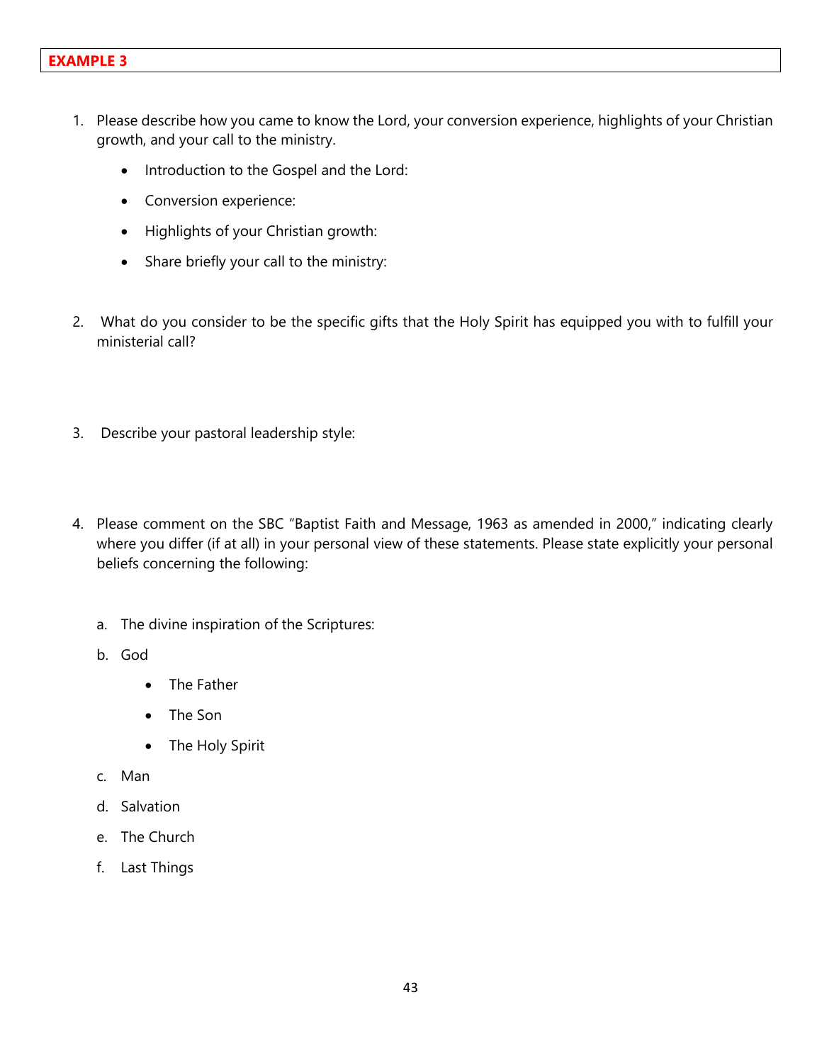**EXAMPLE 3**

1. Please describe how you came to know the Lord, your conversion experience, highlights of your Christian growth, and your call to the ministry.
    - Introduction to the Gospel and the Lord:
    - Conversion experience:
    - Highlights of your Christian growth:
    - Share briefly your call to the ministry:

2. What do you consider to be the specific gifts that the Holy Spirit has equipped you with to fulfill your ministerial call?

3. Describe your pastoral leadership style:

4. Please comment on the SBC "Baptist Faith and Message, 1963 as amended in 2000," indicating clearly where you differ (if at all) in your personal view of these statements. Please state explicitly your personal beliefs concerning the following:

    a. The divine inspiration of the Scriptures:

    b. God
        - The Father
        - The Son
        - The Holy Spirit

    c. Man

    d. Salvation

    e. The Church

    f. Last Things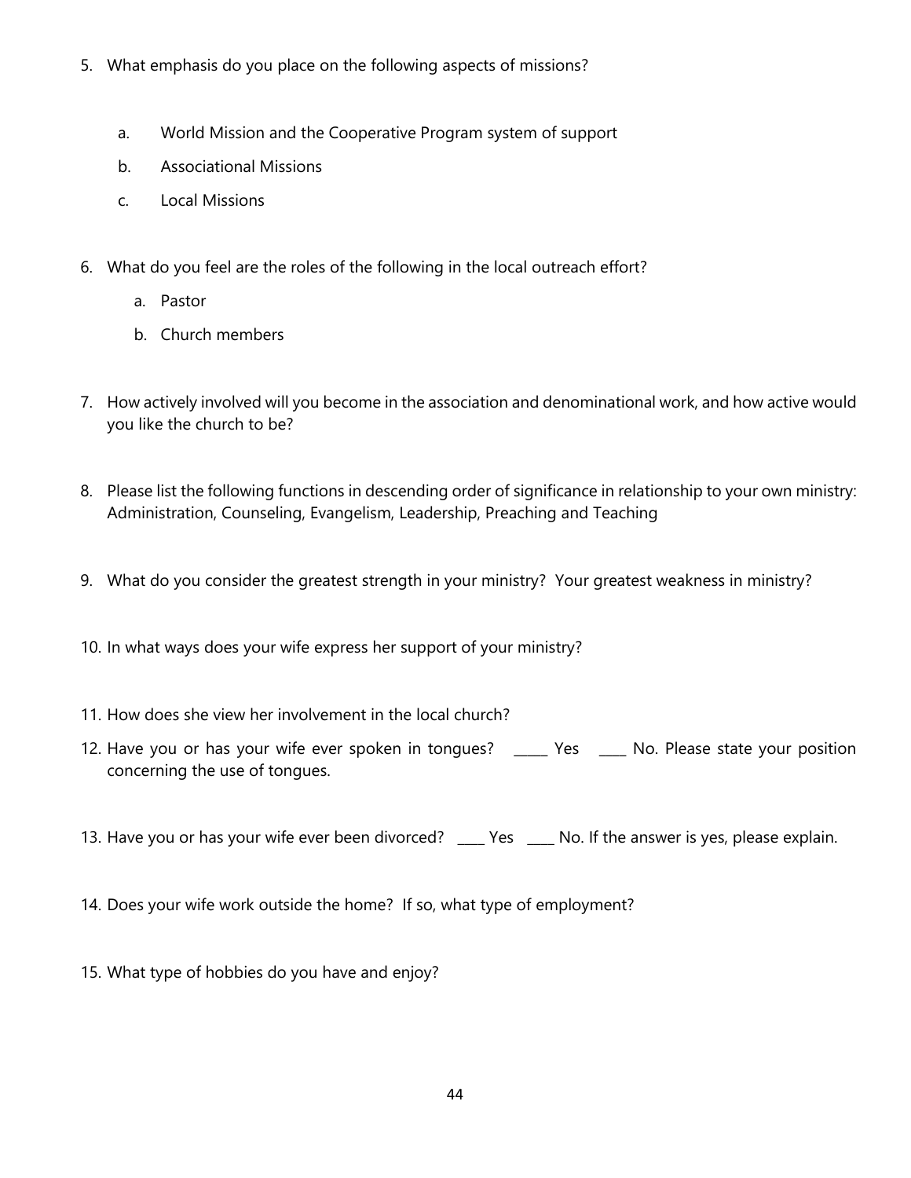5. What emphasis do you place on the following aspects of missions?

   a. World Mission and the Cooperative Program system of support

   b. Associational Missions

   c. Local Missions

6. What do you feel are the roles of the following in the local outreach effort?

   a. Pastor

   b. Church members

7. How actively involved will you become in the association and denominational work, and how active would you like the church to be?

8. Please list the following functions in descending order of significance in relationship to your own ministry: Administration, Counseling, Evangelism, Leadership, Preaching and Teaching

9. What do you consider the greatest strength in your ministry? Your greatest weakness in ministry?

10. In what ways does your wife express her support of your ministry?

11. How does she view her involvement in the local church?

12. Have you or has your wife ever spoken in tongues? _____ Yes ____ No. Please state your position concerning the use of tongues.

13. Have you or has your wife ever been divorced? ____ Yes ____ No. If the answer is yes, please explain.

14. Does your wife work outside the home? If so, what type of employment?

15. What type of hobbies do you have and enjoy?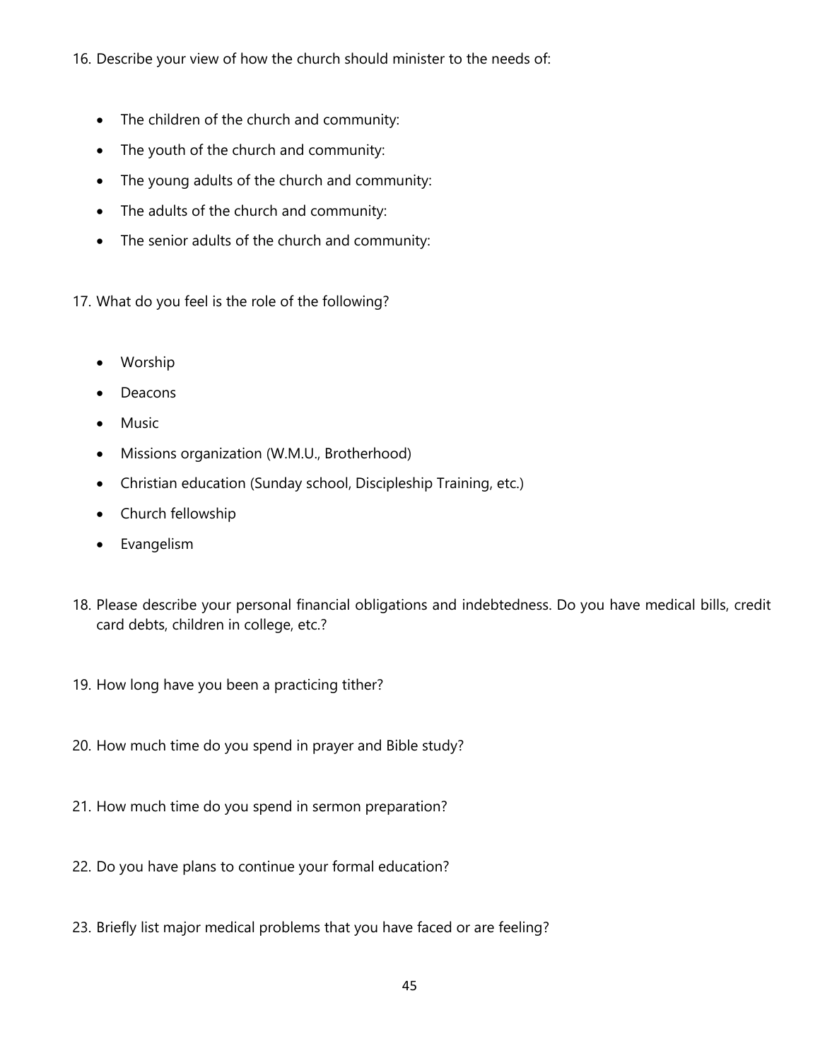16. Describe your view of how the church should minister to the needs of:

    - The children of the church and community:
    - The youth of the church and community:
    - The young adults of the church and community:
    - The adults of the church and community:
    - The senior adults of the church and community:

17. What do you feel is the role of the following?

    - Worship
    - Deacons
    - Music
    - Missions organization (W.M.U., Brotherhood)
    - Christian education (Sunday school, Discipleship Training, etc.)
    - Church fellowship
    - Evangelism

18. Please describe your personal financial obligations and indebtedness. Do you have medical bills, credit card debts, children in college, etc.?

19. How long have you been a practicing tither?

20. How much time do you spend in prayer and Bible study?

21. How much time do you spend in sermon preparation?

22. Do you have plans to continue your formal education?

23. Briefly list major medical problems that you have faced or are feeling?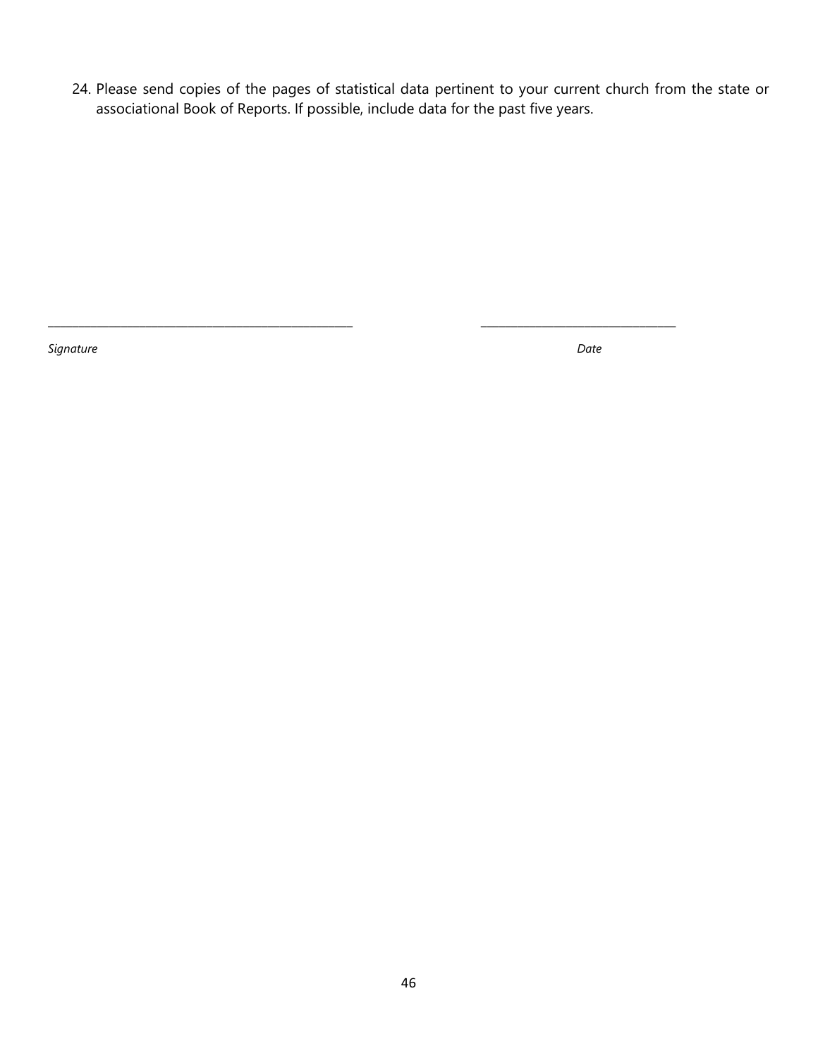24. Please send copies of the pages of statistical data pertinent to your current church from the state or associational Book of Reports. If possible, include data for the past five years.

_______________________________________________ ______________________________

*Signature* *Date*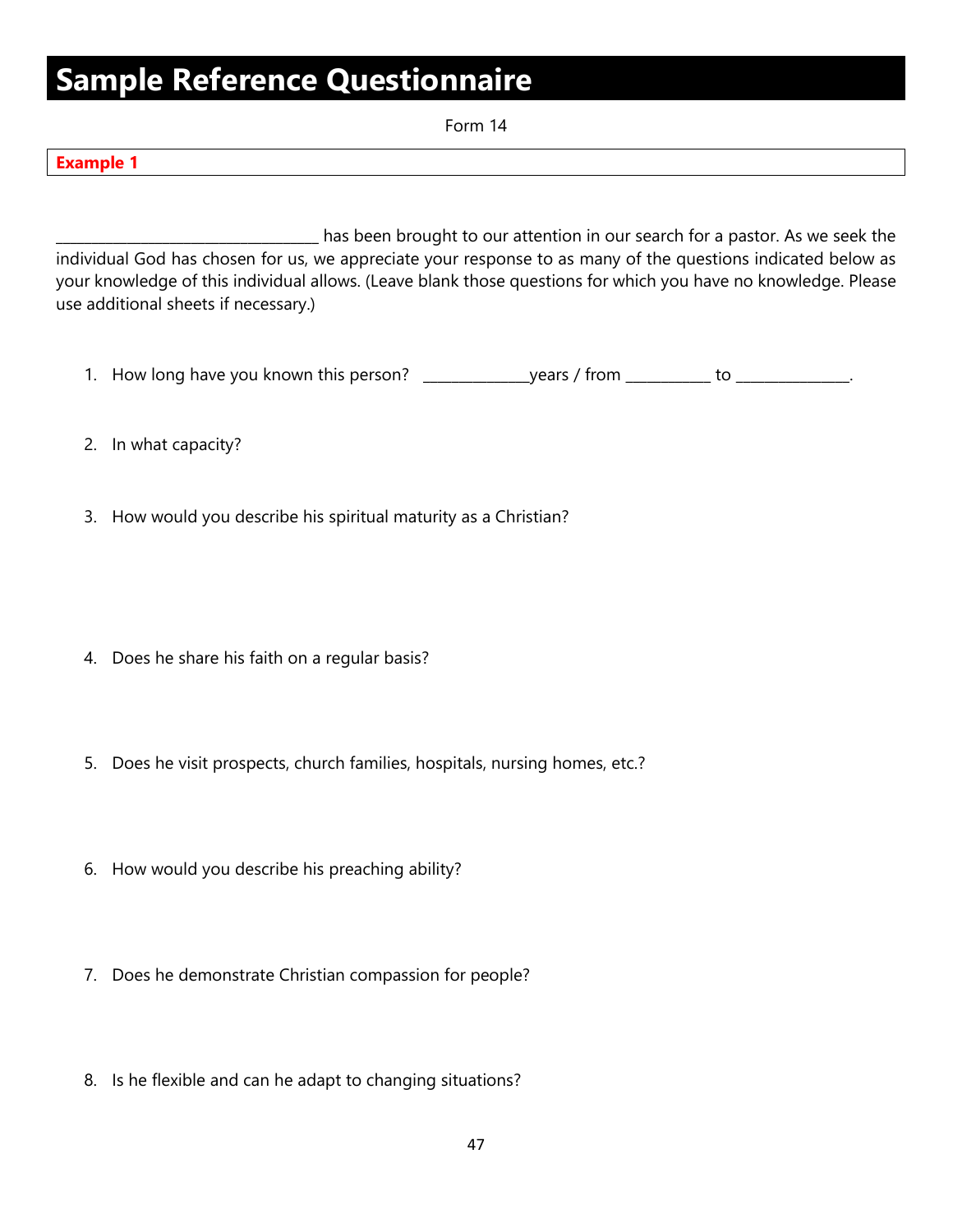# Sample Reference Questionnaire

Form 14

**Example 1**

__________________________________ has been brought to our attention in our search for a pastor. As we seek the individual God has chosen for us, we appreciate your response to as many of the questions indicated below as your knowledge of this individual allows. (Leave blank those questions for which you have no knowledge. Please use additional sheets if necessary.)

1. How long have you known this person? ______________years / from ___________ to _______________.

2. In what capacity?

3. How would you describe his spiritual maturity as a Christian?

4. Does he share his faith on a regular basis?

5. Does he visit prospects, church families, hospitals, nursing homes, etc.?

6. How would you describe his preaching ability?

7. Does he demonstrate Christian compassion for people?

8. Is he flexible and can he adapt to changing situations?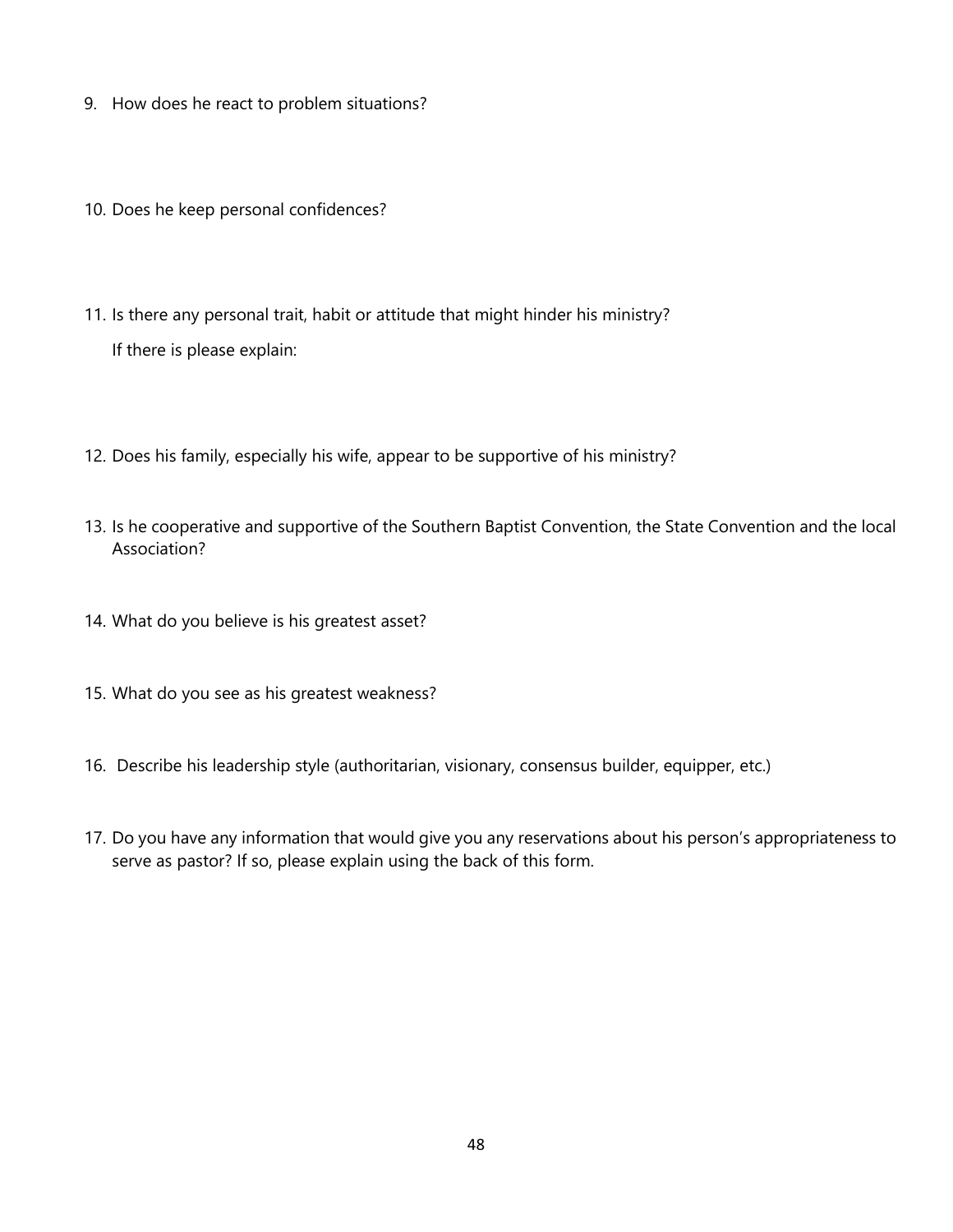9. How does he react to problem situations?

10. Does he keep personal confidences?

11. Is there any personal trait, habit or attitude that might hinder his ministry?

    If there is please explain:

12. Does his family, especially his wife, appear to be supportive of his ministry?

13. Is he cooperative and supportive of the Southern Baptist Convention, the State Convention and the local Association?

14. What do you believe is his greatest asset?

15. What do you see as his greatest weakness?

16. Describe his leadership style (authoritarian, visionary, consensus builder, equipper, etc.)

17. Do you have any information that would give you any reservations about his person's appropriateness to serve as pastor? If so, please explain using the back of this form.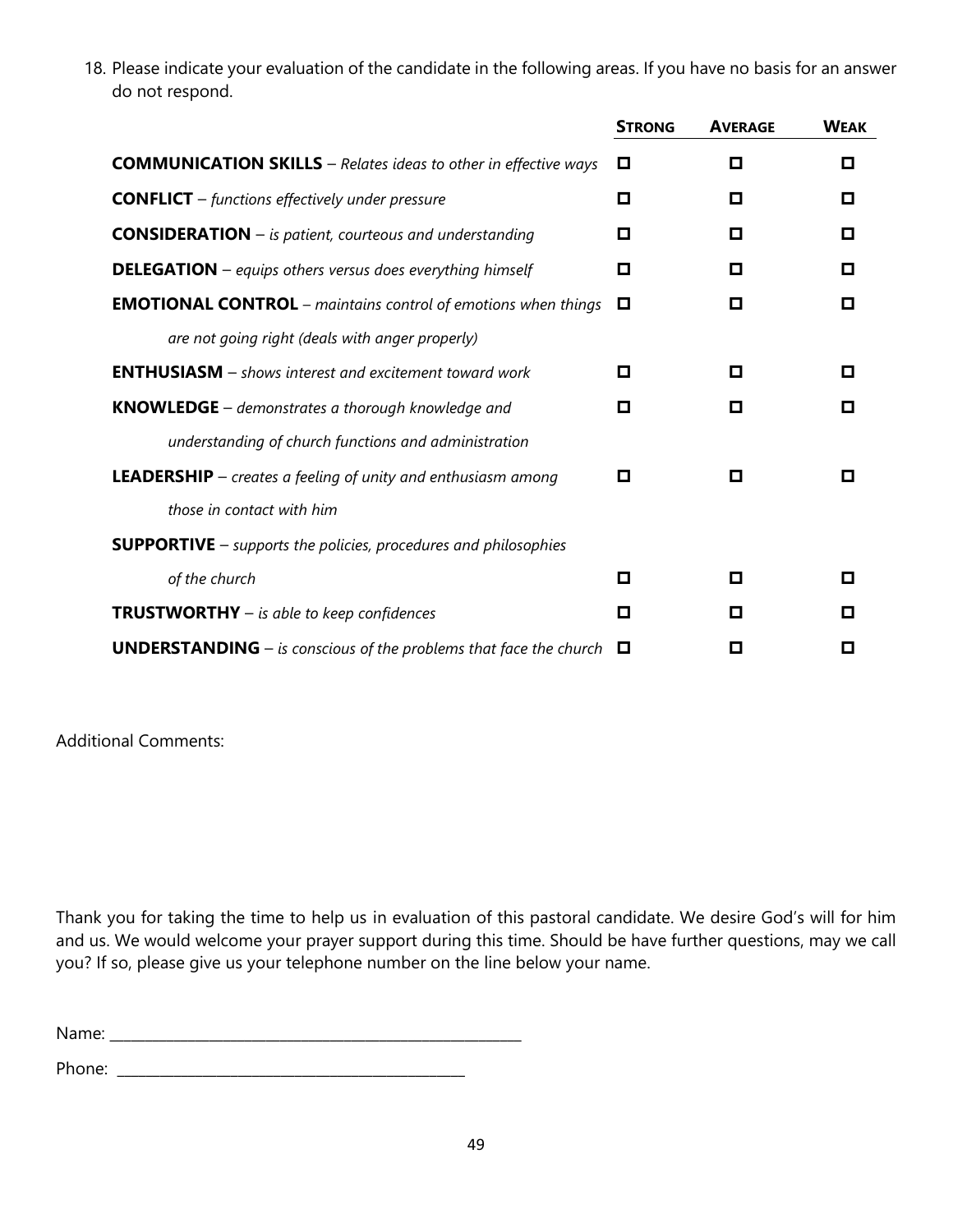18. Please indicate your evaluation of the candidate in the following areas. If you have no basis for an answer do not respond.

| | STRONG | AVERAGE | WEAK |
|---|---|---|---|
| **COMMUNICATION SKILLS** – *Relates ideas to other in effective ways* | ☐ | ☐ | ☐ |
| **CONFLICT** – *functions effectively under pressure* | ☐ | ☐ | ☐ |
| **CONSIDERATION** – *is patient, courteous and understanding* | ☐ | ☐ | ☐ |
| **DELEGATION** – *equips others versus does everything himself* | ☐ | ☐ | ☐ |
| **EMOTIONAL CONTROL** – *maintains control of emotions when things are not going right (deals with anger properly)* | ☐ | ☐ | ☐ |
| **ENTHUSIASM** – *shows interest and excitement toward work* | ☐ | ☐ | ☐ |
| **KNOWLEDGE** – *demonstrates a thorough knowledge and understanding of church functions and administration* | ☐ | ☐ | ☐ |
| **LEADERSHIP** – *creates a feeling of unity and enthusiasm among those in contact with him* | ☐ | ☐ | ☐ |
| **SUPPORTIVE** – *supports the policies, procedures and philosophies of the church* | ☐ | ☐ | ☐ |
| **TRUSTWORTHY** – *is able to keep confidences* | ☐ | ☐ | ☐ |
| **UNDERSTANDING** – *is conscious of the problems that face the church* | ☐ | ☐ | ☐ |

Additional Comments:

Thank you for taking the time to help us in evaluation of this pastoral candidate. We desire God's will for him and us. We would welcome your prayer support during this time. Should be have further questions, may we call you? If so, please give us your telephone number on the line below your name.

Name: ________________________________________________

Phone: ________________________________________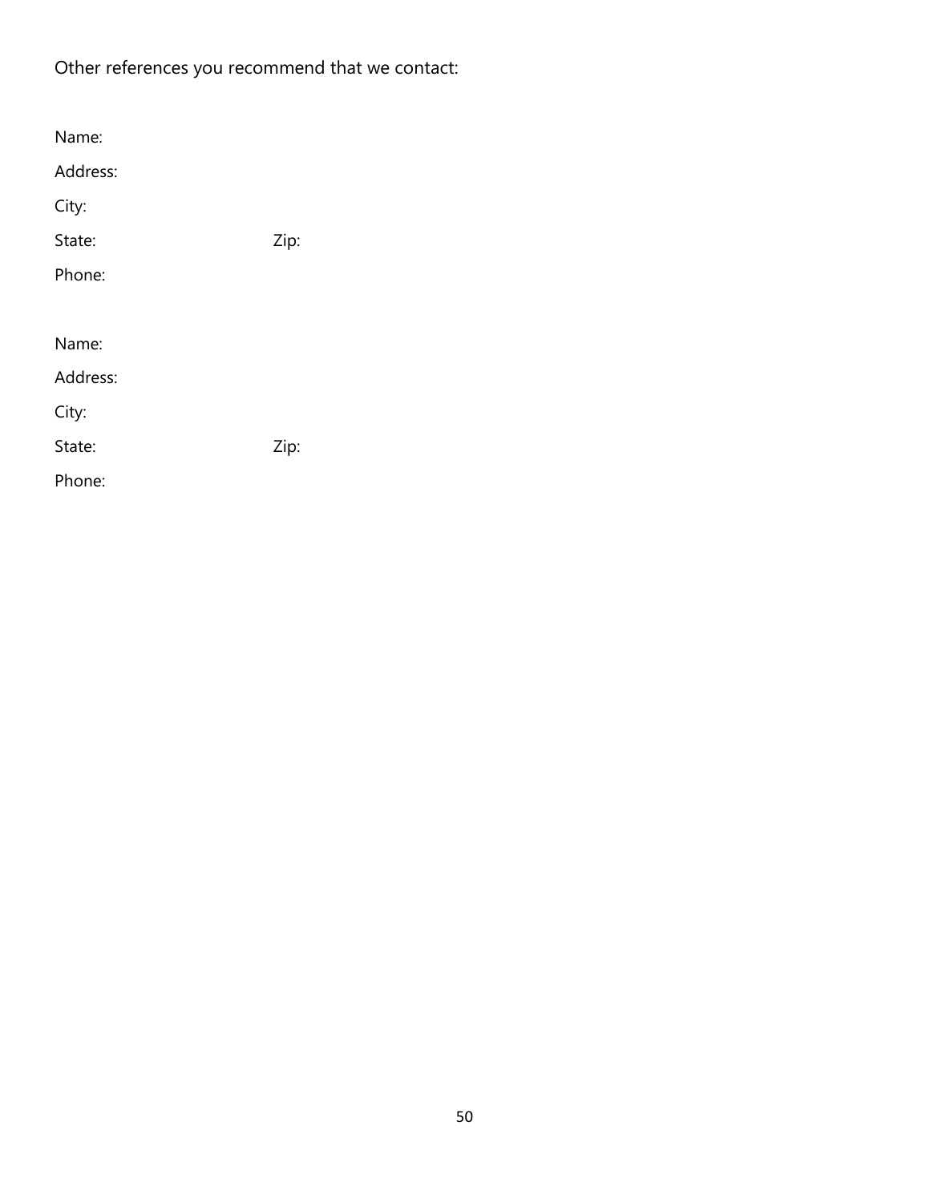Other references you recommend that we contact:

Name:

Address:

City:

State: Zip:

Phone:

Name:

Address:

City:

State: Zip:

Phone: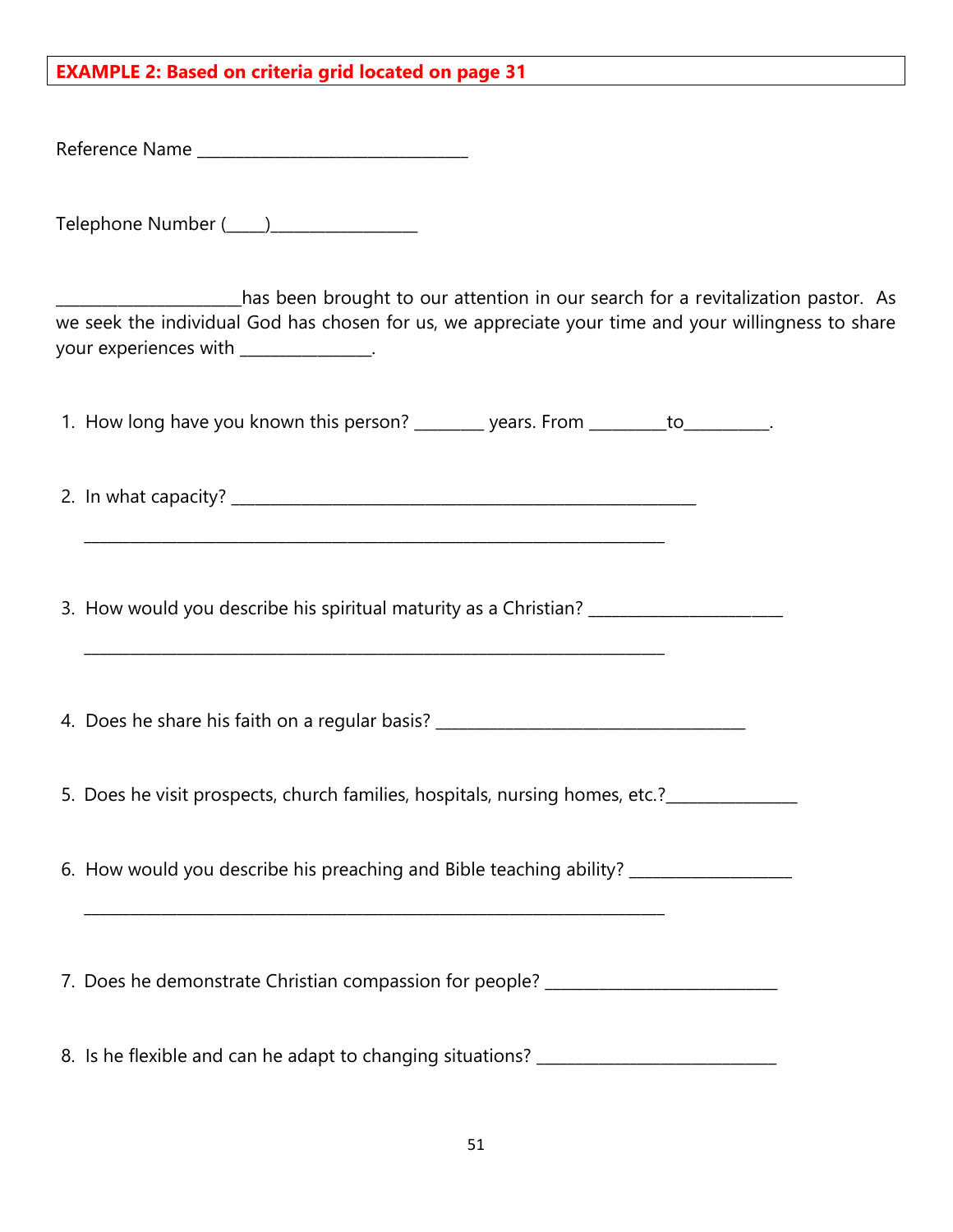**EXAMPLE 2: Based on criteria grid located on page 31**

Reference Name ________________________________

Telephone Number (_____)_________________

_____________________has been brought to our attention in our search for a revitalization pastor. As we seek the individual God has chosen for us, we appreciate your time and your willingness to share your experiences with _______________.

1. How long have you known this person? ________ years. From _________to__________.

2. In what capacity? _______________________________________________________

   ___________________________________________________________________

3. How would you describe his spiritual maturity as a Christian? _______________________

   ___________________________________________________________________

4. Does he share his faith on a regular basis? ____________________________________

5. Does he visit prospects, church families, hospitals, nursing homes, etc.?_______________

6. How would you describe his preaching and Bible teaching ability? ___________________

   ___________________________________________________________________

7. Does he demonstrate Christian compassion for people? ___________________________

8. Is he flexible and can he adapt to changing situations? ___________________________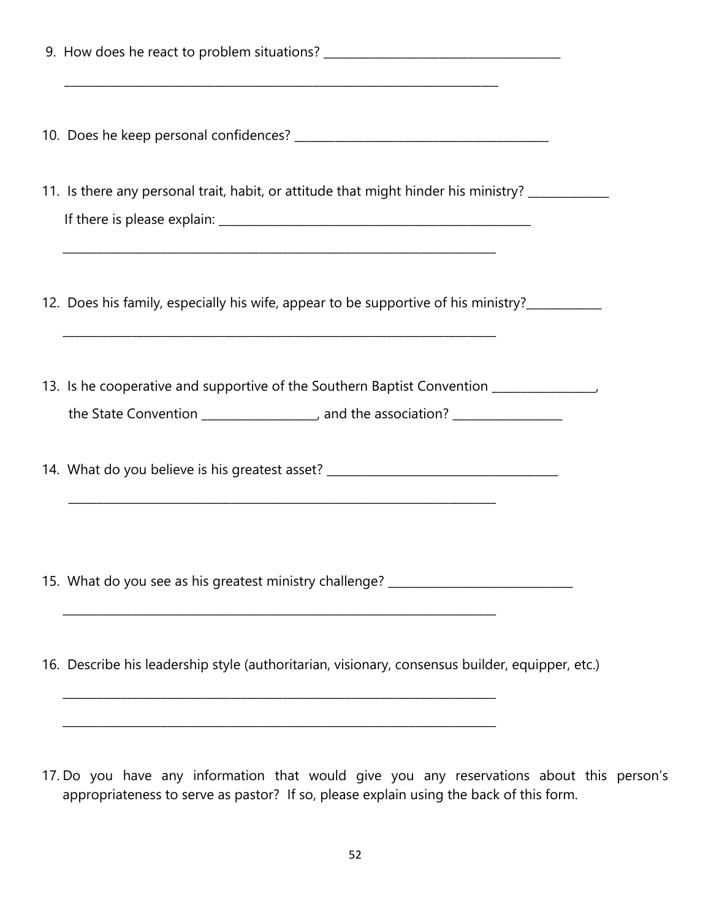9. How does he react to problem situations? ________________________________________

   ___________________________________________________________________________

10. Does he keep personal confidences? ___________________________________________

11. Is there any personal trait, habit, or attitude that might hinder his ministry? ______________

    If there is please explain: _____________________________________________________

    ___________________________________________________________________________

12. Does his family, especially his wife, appear to be supportive of his ministry?_____________

    ___________________________________________________________________________

13. Is he cooperative and supportive of the Southern Baptist Convention _________________,

    the State Convention ___________________, and the association? __________________

14. What do you believe is his greatest asset? ______________________________________

    ___________________________________________________________________________

15. What do you see as his greatest ministry challenge? _______________________________

    ___________________________________________________________________________

16. Describe his leadership style (authoritarian, visionary, consensus builder, equipper, etc.)

    ___________________________________________________________________________

    ___________________________________________________________________________

17. Do you have any information that would give you any reservations about this person's appropriateness to serve as pastor? If so, please explain using the back of this form.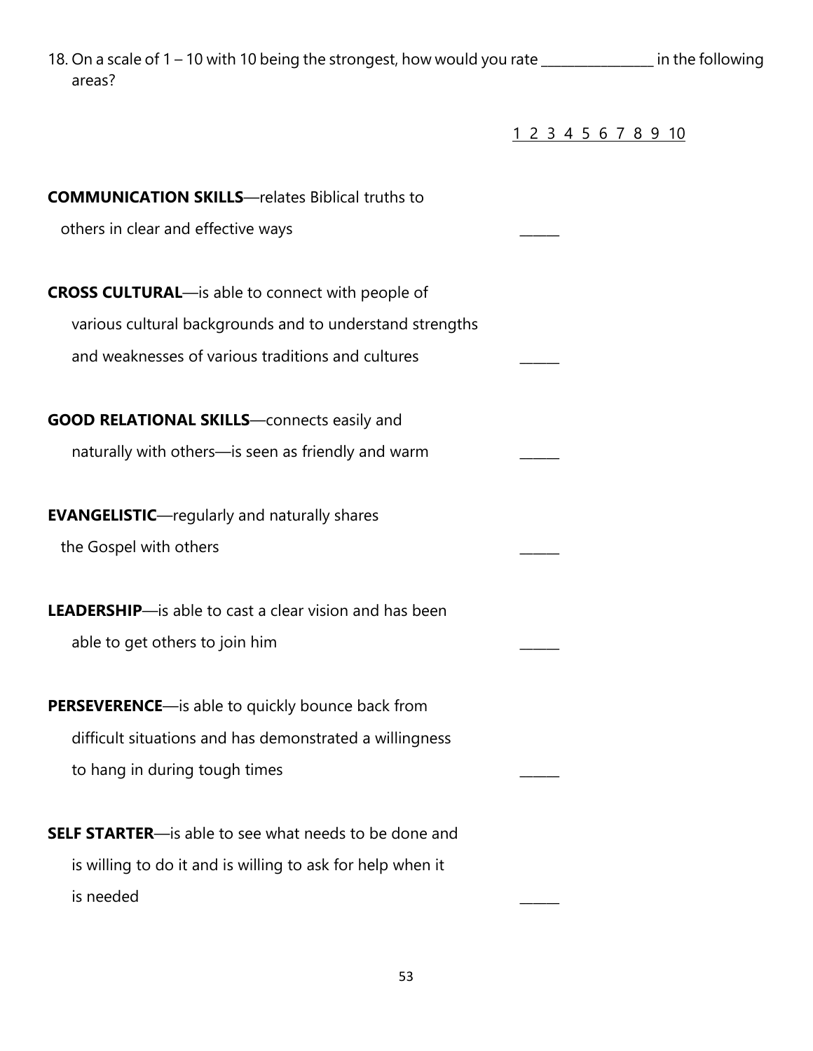18. On a scale of 1 – 10 with 10 being the strongest, how would you rate ________________ in the following areas?

<u>1 2 3 4 5 6 7 8 9 10</u>

**COMMUNICATION SKILLS**—relates Biblical truths to others in clear and effective ways ______

**CROSS CULTURAL**—is able to connect with people of various cultural backgrounds and to understand strengths and weaknesses of various traditions and cultures ______

**GOOD RELATIONAL SKILLS**—connects easily and naturally with others—is seen as friendly and warm ______

**EVANGELISTIC**—regularly and naturally shares the Gospel with others ______

**LEADERSHIP**—is able to cast a clear vision and has been able to get others to join him ______

**PERSEVERENCE**—is able to quickly bounce back from difficult situations and has demonstrated a willingness to hang in during tough times ______

**SELF STARTER**—is able to see what needs to be done and is willing to do it and is willing to ask for help when it is needed ______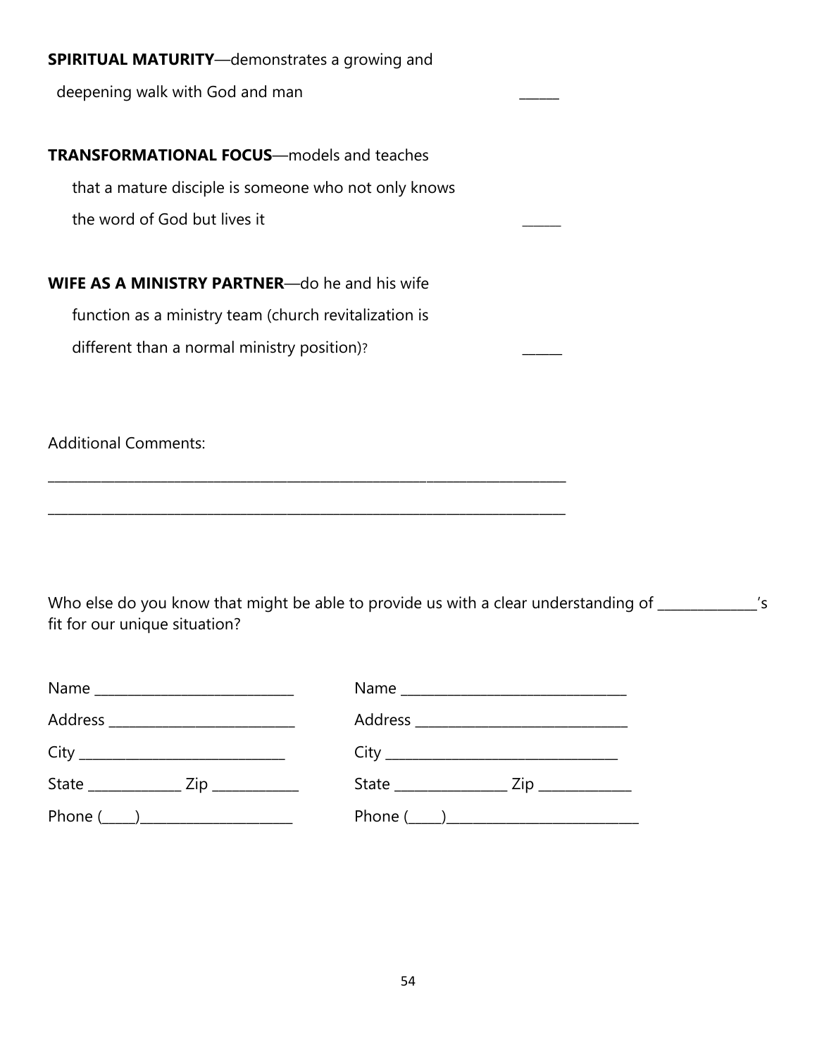**SPIRITUAL MATURITY**—demonstrates a growing and deepening walk with God and man ______

**TRANSFORMATIONAL FOCUS**—models and teaches that a mature disciple is someone who not only knows the word of God but lives it ______

**WIFE AS A MINISTRY PARTNER**—do he and his wife function as a ministry team (church revitalization is different than a normal ministry position)? ______

Additional Comments:

___________________________________________________________________________

___________________________________________________________________________

Who else do you know that might be able to provide us with a clear understanding of ______________'s fit for our unique situation?

Name ____________________________

Address __________________________

City _____________________________

State _____________ Zip ____________

Phone (_____)______________________

Name _______________________________

Address _____________________________

City _________________________________

State ________________ Zip _____________

Phone (_____)___________________________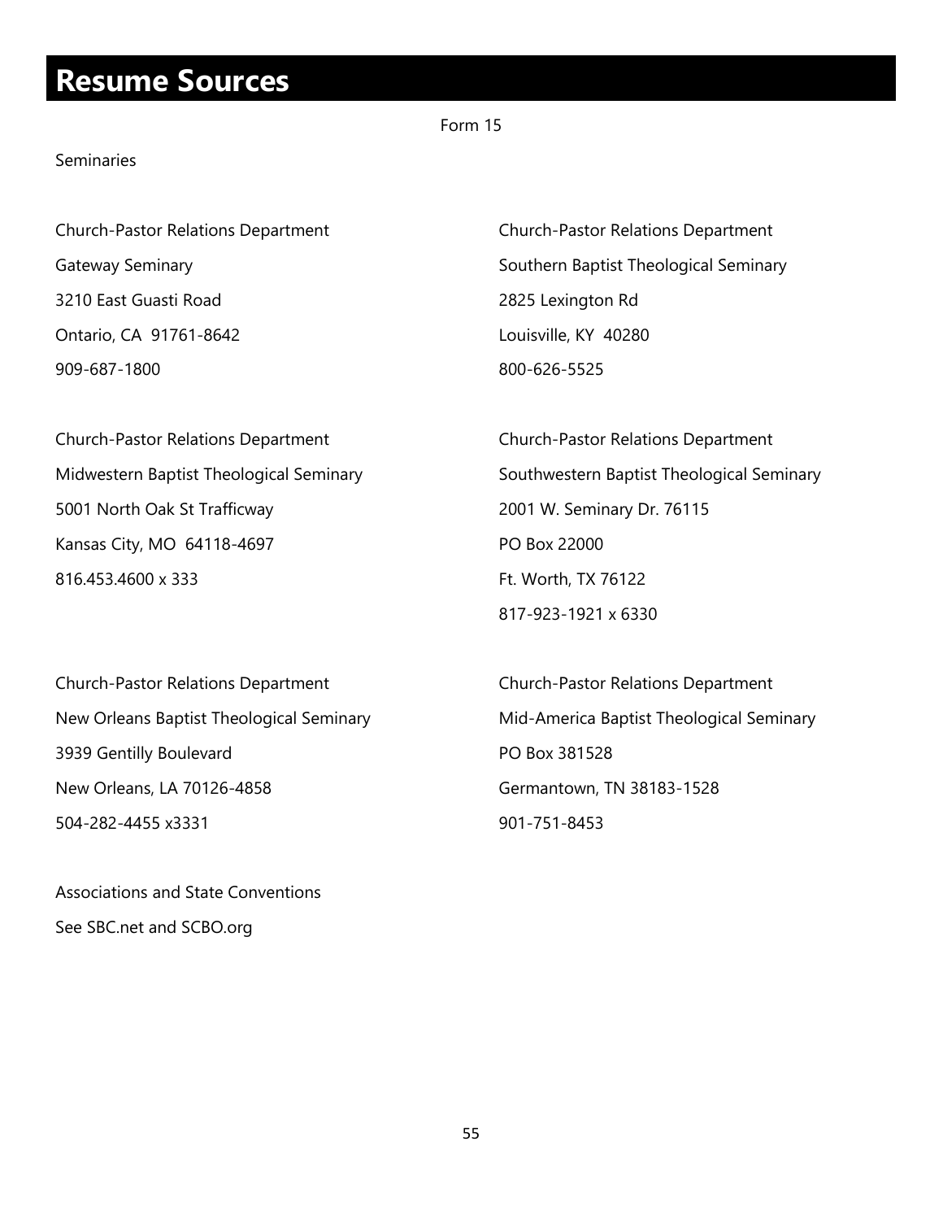# Resume Sources

Form 15

Seminaries

Church-Pastor Relations Department
Gateway Seminary
3210 East Guasti Road
Ontario, CA 91761-8642
909-687-1800

Church-Pastor Relations Department
Midwestern Baptist Theological Seminary
5001 North Oak St Trafficway
Kansas City, MO 64118-4697
816.453.4600 x 333

Church-Pastor Relations Department
New Orleans Baptist Theological Seminary
3939 Gentilly Boulevard
New Orleans, LA 70126-4858
504-282-4455 x3331

Church-Pastor Relations Department
Southern Baptist Theological Seminary
2825 Lexington Rd
Louisville, KY 40280
800-626-5525

Church-Pastor Relations Department
Southwestern Baptist Theological Seminary
2001 W. Seminary Dr. 76115
PO Box 22000
Ft. Worth, TX 76122
817-923-1921 x 6330

Church-Pastor Relations Department
Mid-America Baptist Theological Seminary
PO Box 381528
Germantown, TN 38183-1528
901-751-8453

Associations and State Conventions
See SBC.net and SCBO.org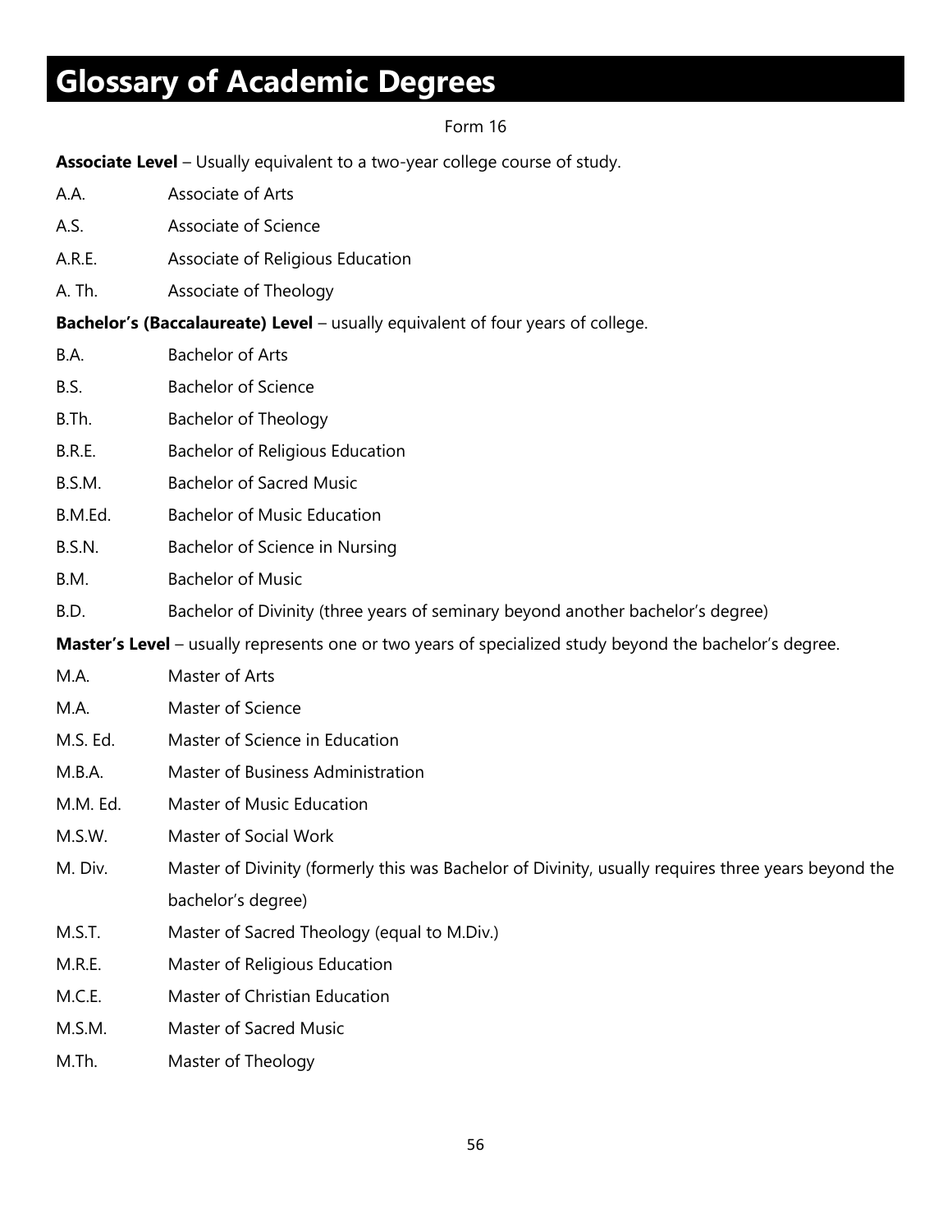# Glossary of Academic Degrees

Form 16

**Associate Level** – Usually equivalent to a two-year college course of study.

| | |
|---|---|
| A.A. | Associate of Arts |
| A.S. | Associate of Science |
| A.R.E. | Associate of Religious Education |
| A. Th. | Associate of Theology |

**Bachelor's (Baccalaureate) Level** – usually equivalent of four years of college.

| | |
|---|---|
| B.A. | Bachelor of Arts |
| B.S. | Bachelor of Science |
| B.Th. | Bachelor of Theology |
| B.R.E. | Bachelor of Religious Education |
| B.S.M. | Bachelor of Sacred Music |
| B.M.Ed. | Bachelor of Music Education |
| B.S.N. | Bachelor of Science in Nursing |
| B.M. | Bachelor of Music |
| B.D. | Bachelor of Divinity (three years of seminary beyond another bachelor's degree) |

**Master's Level** – usually represents one or two years of specialized study beyond the bachelor's degree.

| | |
|---|---|
| M.A. | Master of Arts |
| M.A. | Master of Science |
| M.S. Ed. | Master of Science in Education |
| M.B.A. | Master of Business Administration |
| M.M. Ed. | Master of Music Education |
| M.S.W. | Master of Social Work |
| M. Div. | Master of Divinity (formerly this was Bachelor of Divinity, usually requires three years beyond the bachelor's degree) |
| M.S.T. | Master of Sacred Theology (equal to M.Div.) |
| M.R.E. | Master of Religious Education |
| M.C.E. | Master of Christian Education |
| M.S.M. | Master of Sacred Music |
| M.Th. | Master of Theology |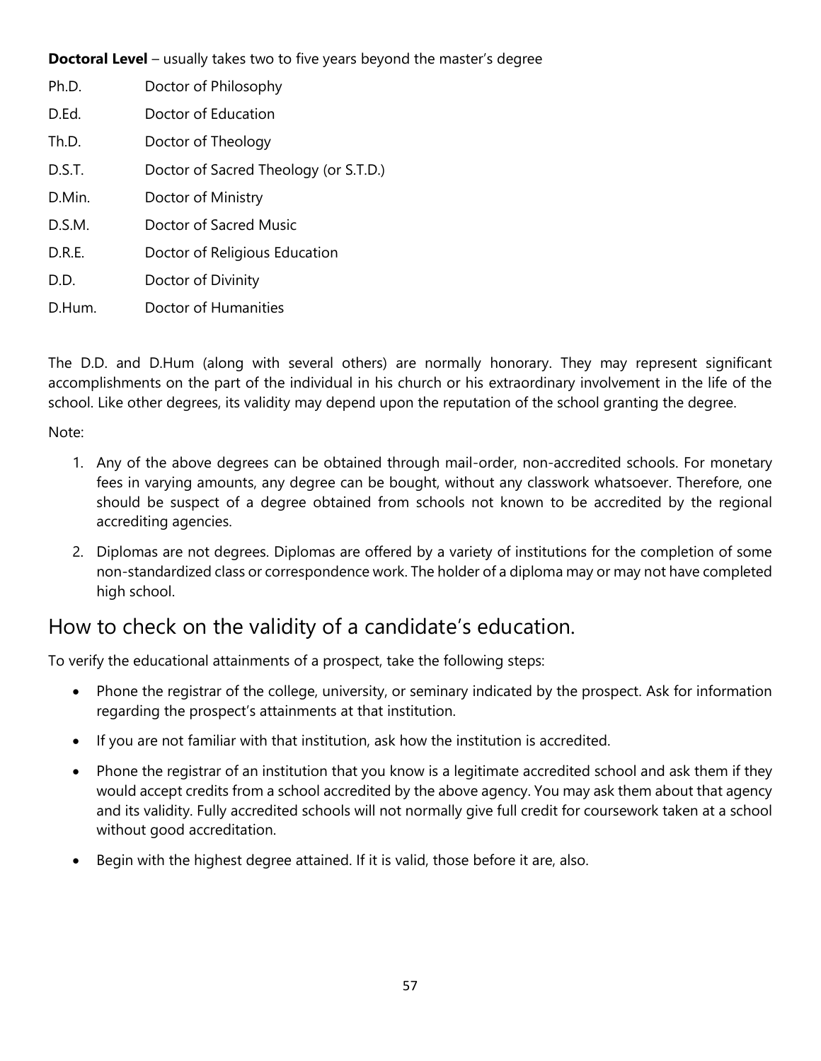**Doctoral Level** – usually takes two to five years beyond the master's degree

| | |
|---|---|
| Ph.D. | Doctor of Philosophy |
| D.Ed. | Doctor of Education |
| Th.D. | Doctor of Theology |
| D.S.T. | Doctor of Sacred Theology (or S.T.D.) |
| D.Min. | Doctor of Ministry |
| D.S.M. | Doctor of Sacred Music |
| D.R.E. | Doctor of Religious Education |
| D.D. | Doctor of Divinity |
| D.Hum. | Doctor of Humanities |

The D.D. and D.Hum (along with several others) are normally honorary. They may represent significant accomplishments on the part of the individual in his church or his extraordinary involvement in the life of the school. Like other degrees, its validity may depend upon the reputation of the school granting the degree.

Note:

1. Any of the above degrees can be obtained through mail-order, non-accredited schools. For monetary fees in varying amounts, any degree can be bought, without any classwork whatsoever. Therefore, one should be suspect of a degree obtained from schools not known to be accredited by the regional accrediting agencies.
2. Diplomas are not degrees. Diplomas are offered by a variety of institutions for the completion of some non-standardized class or correspondence work. The holder of a diploma may or may not have completed high school.

## How to check on the validity of a candidate's education.

To verify the educational attainments of a prospect, take the following steps:

- Phone the registrar of the college, university, or seminary indicated by the prospect. Ask for information regarding the prospect's attainments at that institution.
- If you are not familiar with that institution, ask how the institution is accredited.
- Phone the registrar of an institution that you know is a legitimate accredited school and ask them if they would accept credits from a school accredited by the above agency. You may ask them about that agency and its validity. Fully accredited schools will not normally give full credit for coursework taken at a school without good accreditation.
- Begin with the highest degree attained. If it is valid, those before it are, also.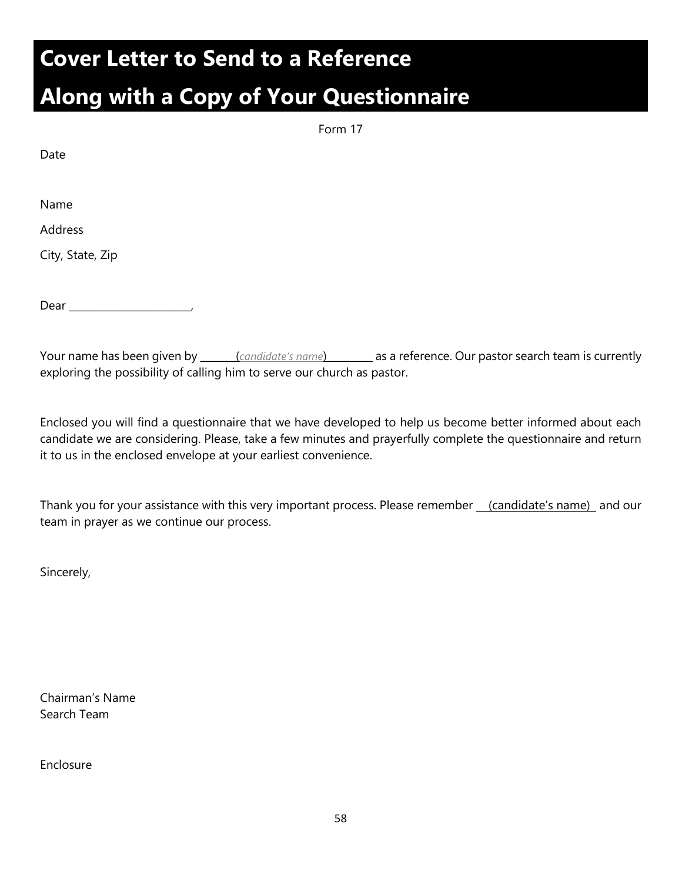# Cover Letter to Send to a Reference Along with a Copy of Your Questionnaire

Form 17

Date

Name

Address

City, State, Zip

Dear ______________________,

Your name has been given by _______(*candidate's name*)_________ as a reference. Our pastor search team is currently exploring the possibility of calling him to serve our church as pastor.

Enclosed you will find a questionnaire that we have developed to help us become better informed about each candidate we are considering. Please, take a few minutes and prayerfully complete the questionnaire and return it to us in the enclosed envelope at your earliest convenience.

Thank you for your assistance with this very important process. Please remember ___(candidate's name)___ and our team in prayer as we continue our process.

Sincerely,

Chairman's Name
Search Team

Enclosure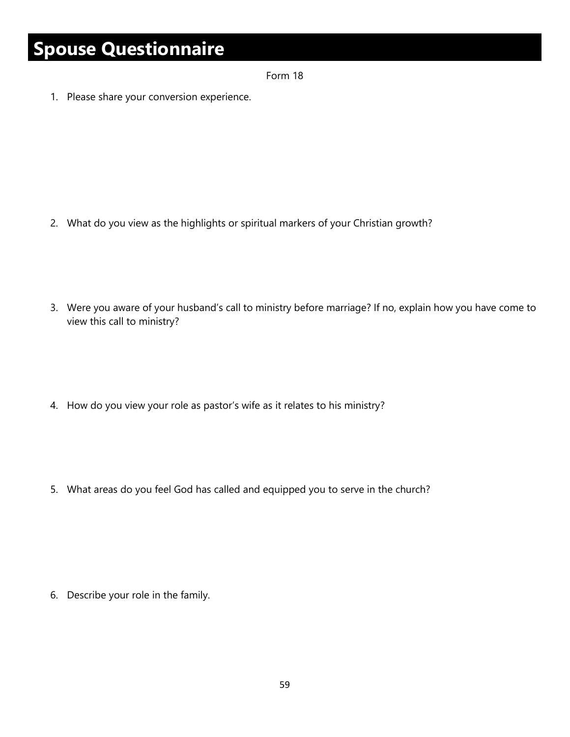# Spouse Questionnaire

Form 18

1. Please share your conversion experience.

2. What do you view as the highlights or spiritual markers of your Christian growth?

3. Were you aware of your husband's call to ministry before marriage? If no, explain how you have come to view this call to ministry?

4. How do you view your role as pastor's wife as it relates to his ministry?

5. What areas do you feel God has called and equipped you to serve in the church?

6. Describe your role in the family.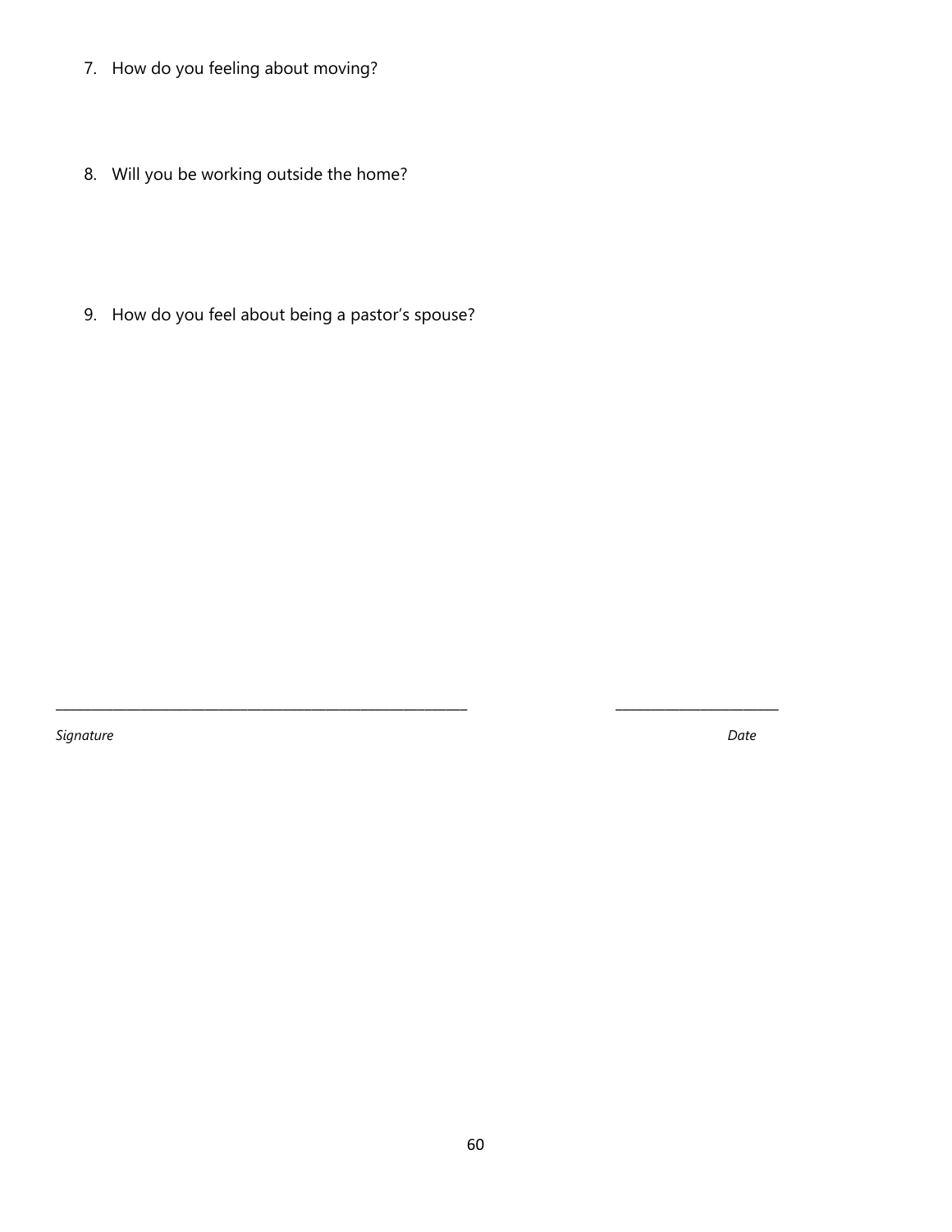7. How do you feeling about moving?

8. Will you be working outside the home?

9. How do you feel about being a pastor's spouse?

\_\_\_\_\_\_\_\_\_\_\_\_\_\_\_\_\_\_\_\_\_\_\_\_\_\_\_\_\_\_\_\_\_\_\_\_\_\_\_\_\_\_\_\_\_\_\_\_ \_\_\_\_\_\_\_\_\_\_\_\_\_\_\_\_\_\_\_\_\_\_\_\_

*Signature* *Date*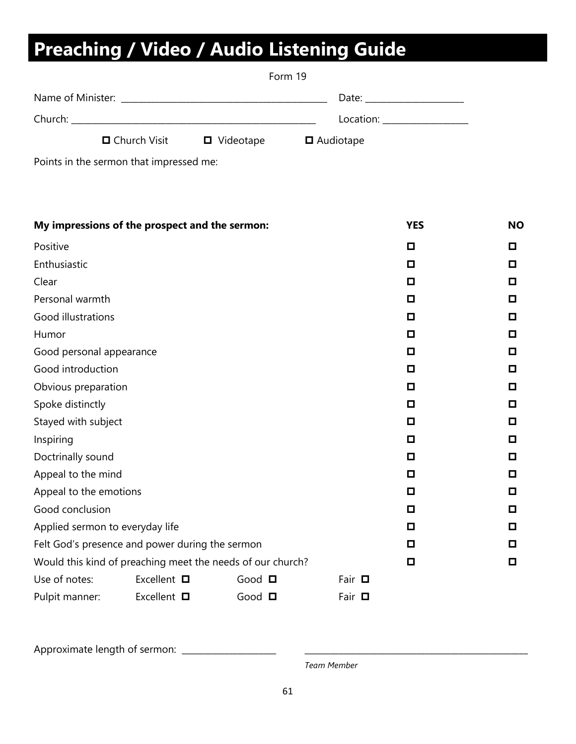# Preaching / Video / Audio Listening Guide

Form 19

Name of Minister: ________________________________________ Date: ____________________

Church: ____________________________________________________ Location: _________________

☐ Church Visit ☐ Videotape ☐ Audiotape

Points in the sermon that impressed me:

| **My impressions of the prospect and the sermon:** | **YES** | **NO** |
|---|---|---|
| Positive | ☐ | ☐ |
| Enthusiastic | ☐ | ☐ |
| Clear | ☐ | ☐ |
| Personal warmth | ☐ | ☐ |
| Good illustrations | ☐ | ☐ |
| Humor | ☐ | ☐ |
| Good personal appearance | ☐ | ☐ |
| Good introduction | ☐ | ☐ |
| Obvious preparation | ☐ | ☐ |
| Spoke distinctly | ☐ | ☐ |
| Stayed with subject | ☐ | ☐ |
| Inspiring | ☐ | ☐ |
| Doctrinally sound | ☐ | ☐ |
| Appeal to the mind | ☐ | ☐ |
| Appeal to the emotions | ☐ | ☐ |
| Good conclusion | ☐ | ☐ |
| Applied sermon to everyday life | ☐ | ☐ |
| Felt God's presence and power during the sermon | ☐ | ☐ |
| Would this kind of preaching meet the needs of our church? | ☐ | ☐ |

Use of notes: Excellent ☐ Good ☐ Fair ☐

Pulpit manner: Excellent ☐ Good ☐ Fair ☐

Approximate length of sermon: ___________________ ________________________________________

*Team Member*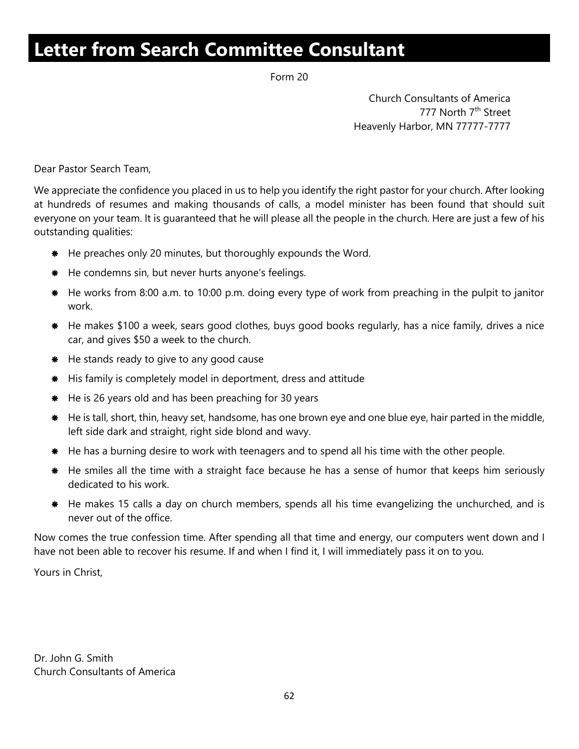# Letter from Search Committee Consultant

Form 20

Church Consultants of America
777 North 7th Street
Heavenly Harbor, MN 77777-7777

Dear Pastor Search Team,

We appreciate the confidence you placed in us to help you identify the right pastor for your church. After looking at hundreds of resumes and making thousands of calls, a model minister has been found that should suit everyone on your team. It is guaranteed that he will please all the people in the church. Here are just a few of his outstanding qualities:

- He preaches only 20 minutes, but thoroughly expounds the Word.
- He condemns sin, but never hurts anyone's feelings.
- He works from 8:00 a.m. to 10:00 p.m. doing every type of work from preaching in the pulpit to janitor work.
- He makes $100 a week, sears good clothes, buys good books regularly, has a nice family, drives a nice car, and gives $50 a week to the church.
- He stands ready to give to any good cause
- His family is completely model in deportment, dress and attitude
- He is 26 years old and has been preaching for 30 years
- He is tall, short, thin, heavy set, handsome, has one brown eye and one blue eye, hair parted in the middle, left side dark and straight, right side blond and wavy.
- He has a burning desire to work with teenagers and to spend all his time with the other people.
- He smiles all the time with a straight face because he has a sense of humor that keeps him seriously dedicated to his work.
- He makes 15 calls a day on church members, spends all his time evangelizing the unchurched, and is never out of the office.

Now comes the true confession time. After spending all that time and energy, our computers went down and I have not been able to recover his resume. If and when I find it, I will immediately pass it on to you.

Yours in Christ,

Dr. John G. Smith
Church Consultants of America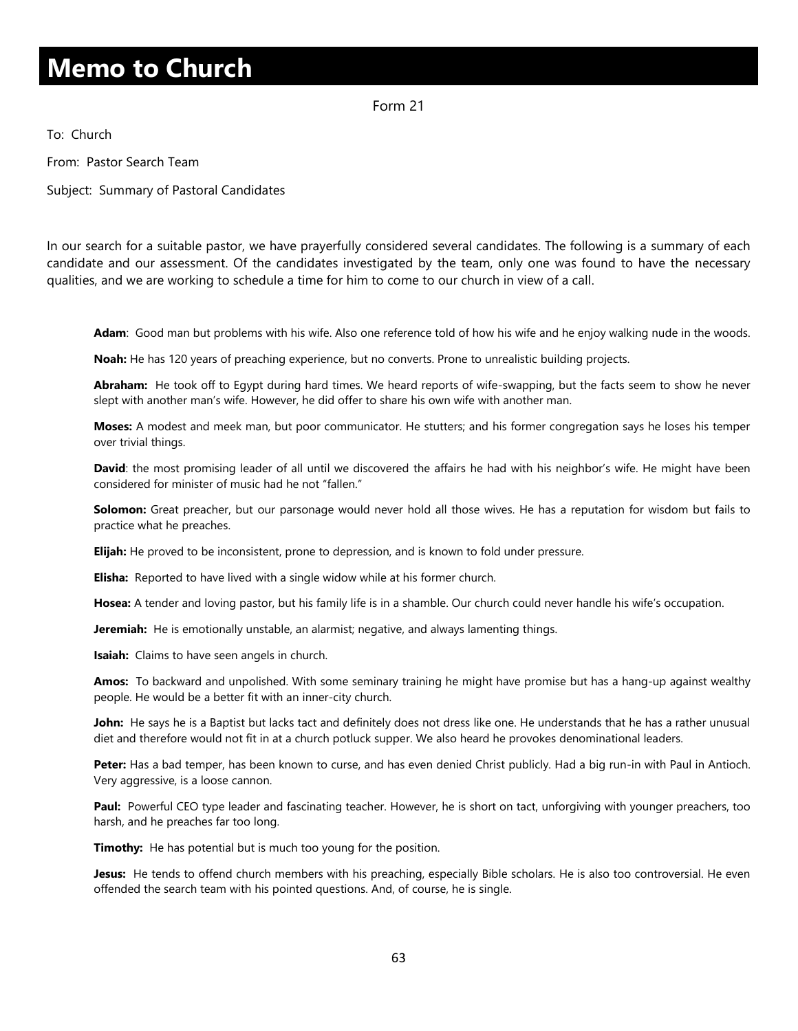# Memo to Church

Form 21

To: Church

From: Pastor Search Team

Subject: Summary of Pastoral Candidates

In our search for a suitable pastor, we have prayerfully considered several candidates. The following is a summary of each candidate and our assessment. Of the candidates investigated by the team, only one was found to have the necessary qualities, and we are working to schedule a time for him to come to our church in view of a call.

**Adam**: Good man but problems with his wife. Also one reference told of how his wife and he enjoy walking nude in the woods.

**Noah:** He has 120 years of preaching experience, but no converts. Prone to unrealistic building projects.

**Abraham:** He took off to Egypt during hard times. We heard reports of wife-swapping, but the facts seem to show he never slept with another man's wife. However, he did offer to share his own wife with another man.

**Moses:** A modest and meek man, but poor communicator. He stutters; and his former congregation says he loses his temper over trivial things.

**David**: the most promising leader of all until we discovered the affairs he had with his neighbor's wife. He might have been considered for minister of music had he not "fallen."

**Solomon:** Great preacher, but our parsonage would never hold all those wives. He has a reputation for wisdom but fails to practice what he preaches.

**Elijah:** He proved to be inconsistent, prone to depression, and is known to fold under pressure.

**Elisha:** Reported to have lived with a single widow while at his former church.

**Hosea:** A tender and loving pastor, but his family life is in a shamble. Our church could never handle his wife's occupation.

**Jeremiah:** He is emotionally unstable, an alarmist; negative, and always lamenting things.

**Isaiah:** Claims to have seen angels in church.

**Amos:** To backward and unpolished. With some seminary training he might have promise but has a hang-up against wealthy people. He would be a better fit with an inner-city church.

**John:** He says he is a Baptist but lacks tact and definitely does not dress like one. He understands that he has a rather unusual diet and therefore would not fit in at a church potluck supper. We also heard he provokes denominational leaders.

**Peter:** Has a bad temper, has been known to curse, and has even denied Christ publicly. Had a big run-in with Paul in Antioch. Very aggressive, is a loose cannon.

**Paul:** Powerful CEO type leader and fascinating teacher. However, he is short on tact, unforgiving with younger preachers, too harsh, and he preaches far too long.

**Timothy:** He has potential but is much too young for the position.

**Jesus:** He tends to offend church members with his preaching, especially Bible scholars. He is also too controversial. He even offended the search team with his pointed questions. And, of course, he is single.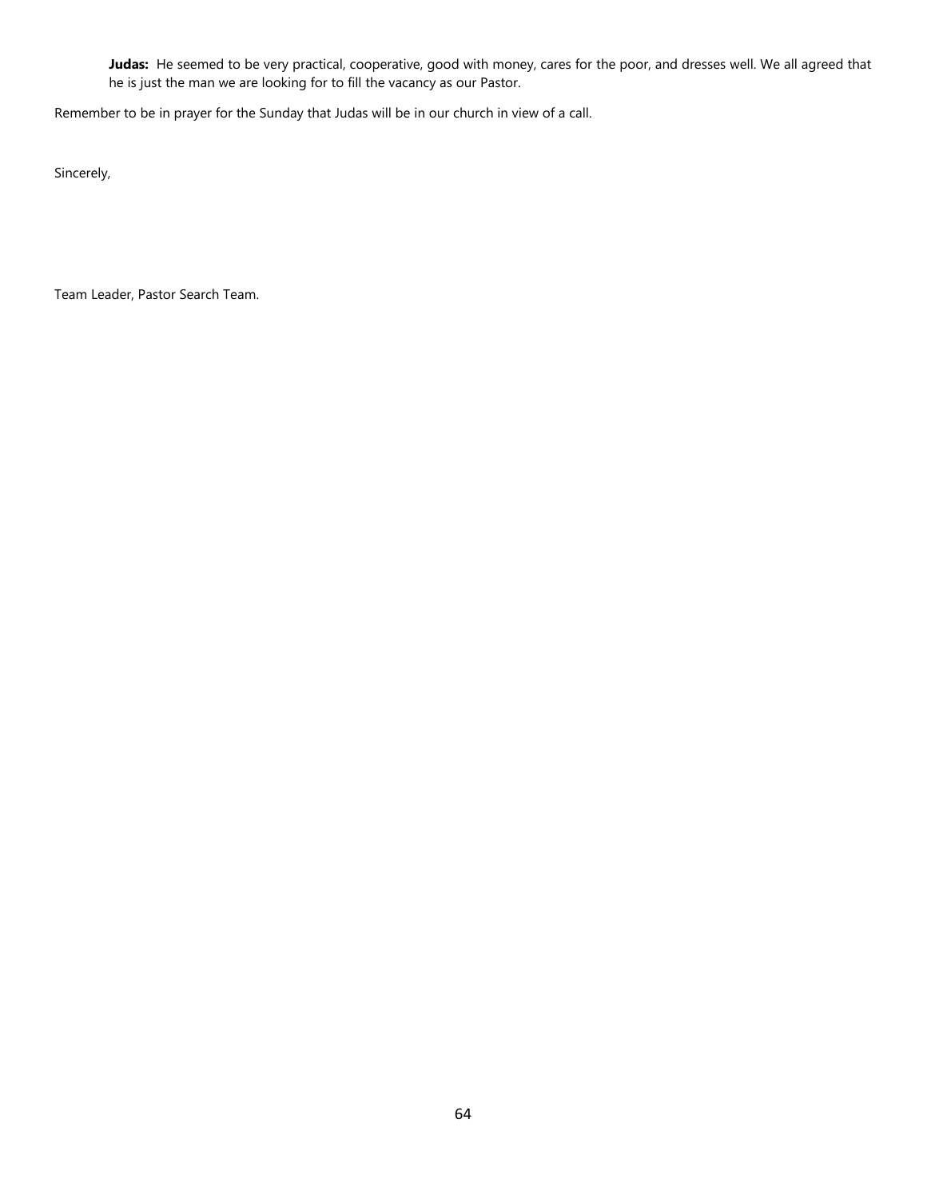**Judas:** He seemed to be very practical, cooperative, good with money, cares for the poor, and dresses well. We all agreed that he is just the man we are looking for to fill the vacancy as our Pastor.

Remember to be in prayer for the Sunday that Judas will be in our church in view of a call.

Sincerely,

Team Leader, Pastor Search Team.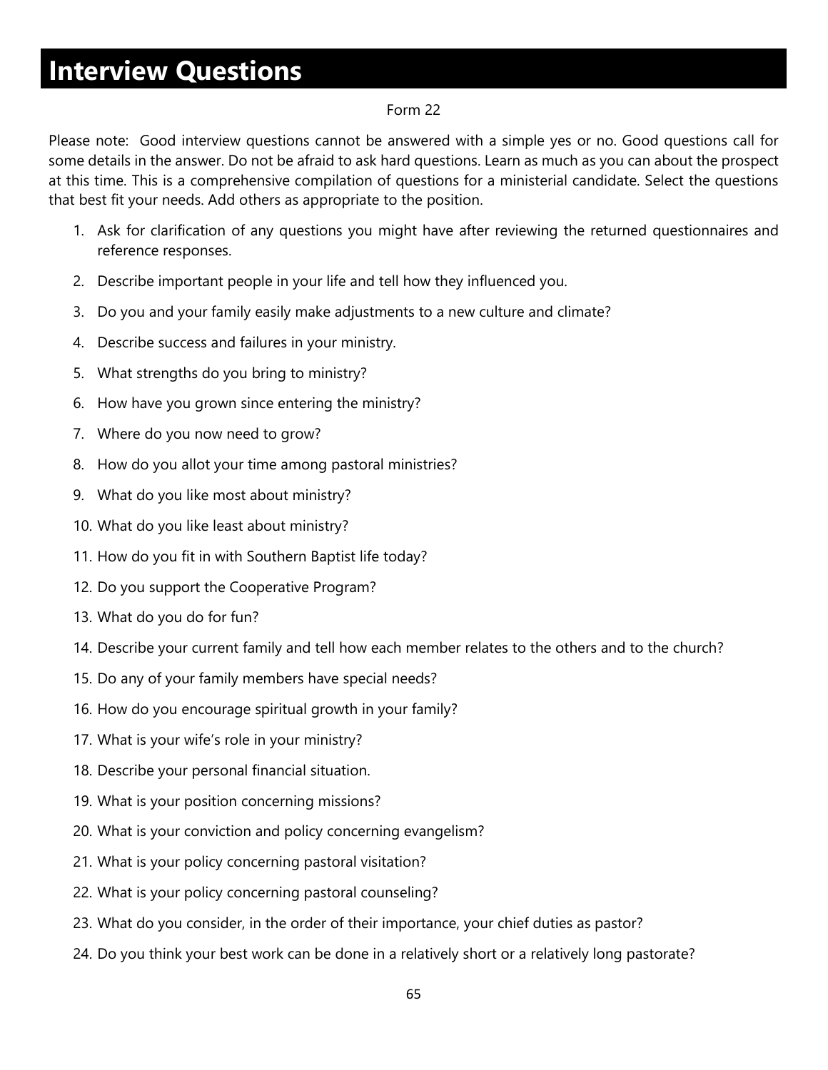# Interview Questions

Form 22

Please note: Good interview questions cannot be answered with a simple yes or no. Good questions call for some details in the answer. Do not be afraid to ask hard questions. Learn as much as you can about the prospect at this time. This is a comprehensive compilation of questions for a ministerial candidate. Select the questions that best fit your needs. Add others as appropriate to the position.

1. Ask for clarification of any questions you might have after reviewing the returned questionnaires and reference responses.
2. Describe important people in your life and tell how they influenced you.
3. Do you and your family easily make adjustments to a new culture and climate?
4. Describe success and failures in your ministry.
5. What strengths do you bring to ministry?
6. How have you grown since entering the ministry?
7. Where do you now need to grow?
8. How do you allot your time among pastoral ministries?
9. What do you like most about ministry?
10. What do you like least about ministry?
11. How do you fit in with Southern Baptist life today?
12. Do you support the Cooperative Program?
13. What do you do for fun?
14. Describe your current family and tell how each member relates to the others and to the church?
15. Do any of your family members have special needs?
16. How do you encourage spiritual growth in your family?
17. What is your wife's role in your ministry?
18. Describe your personal financial situation.
19. What is your position concerning missions?
20. What is your conviction and policy concerning evangelism?
21. What is your policy concerning pastoral visitation?
22. What is your policy concerning pastoral counseling?
23. What do you consider, in the order of their importance, your chief duties as pastor?
24. Do you think your best work can be done in a relatively short or a relatively long pastorate?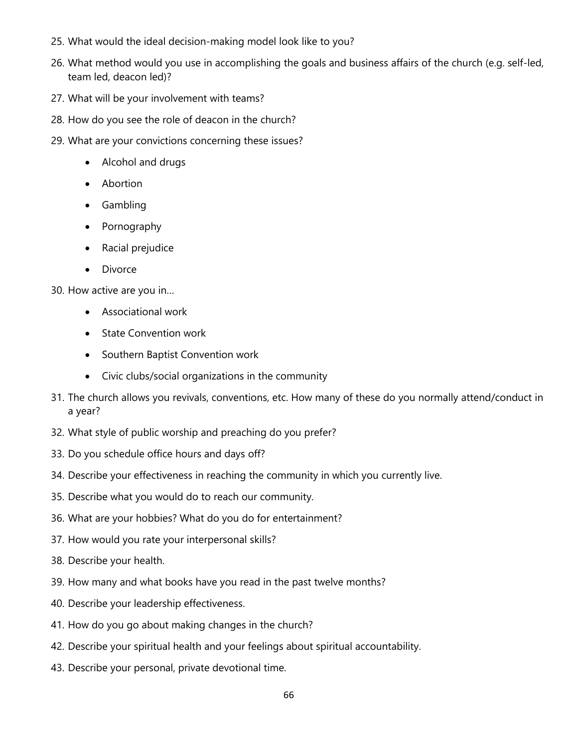25. What would the ideal decision-making model look like to you?
26. What method would you use in accomplishing the goals and business affairs of the church (e.g. self-led, team led, deacon led)?
27. What will be your involvement with teams?
28. How do you see the role of deacon in the church?
29. What are your convictions concerning these issues?
    - Alcohol and drugs
    - Abortion
    - Gambling
    - Pornography
    - Racial prejudice
    - Divorce
30. How active are you in…
    - Associational work
    - State Convention work
    - Southern Baptist Convention work
    - Civic clubs/social organizations in the community
31. The church allows you revivals, conventions, etc. How many of these do you normally attend/conduct in a year?
32. What style of public worship and preaching do you prefer?
33. Do you schedule office hours and days off?
34. Describe your effectiveness in reaching the community in which you currently live.
35. Describe what you would do to reach our community.
36. What are your hobbies? What do you do for entertainment?
37. How would you rate your interpersonal skills?
38. Describe your health.
39. How many and what books have you read in the past twelve months?
40. Describe your leadership effectiveness.
41. How do you go about making changes in the church?
42. Describe your spiritual health and your feelings about spiritual accountability.
43. Describe your personal, private devotional time.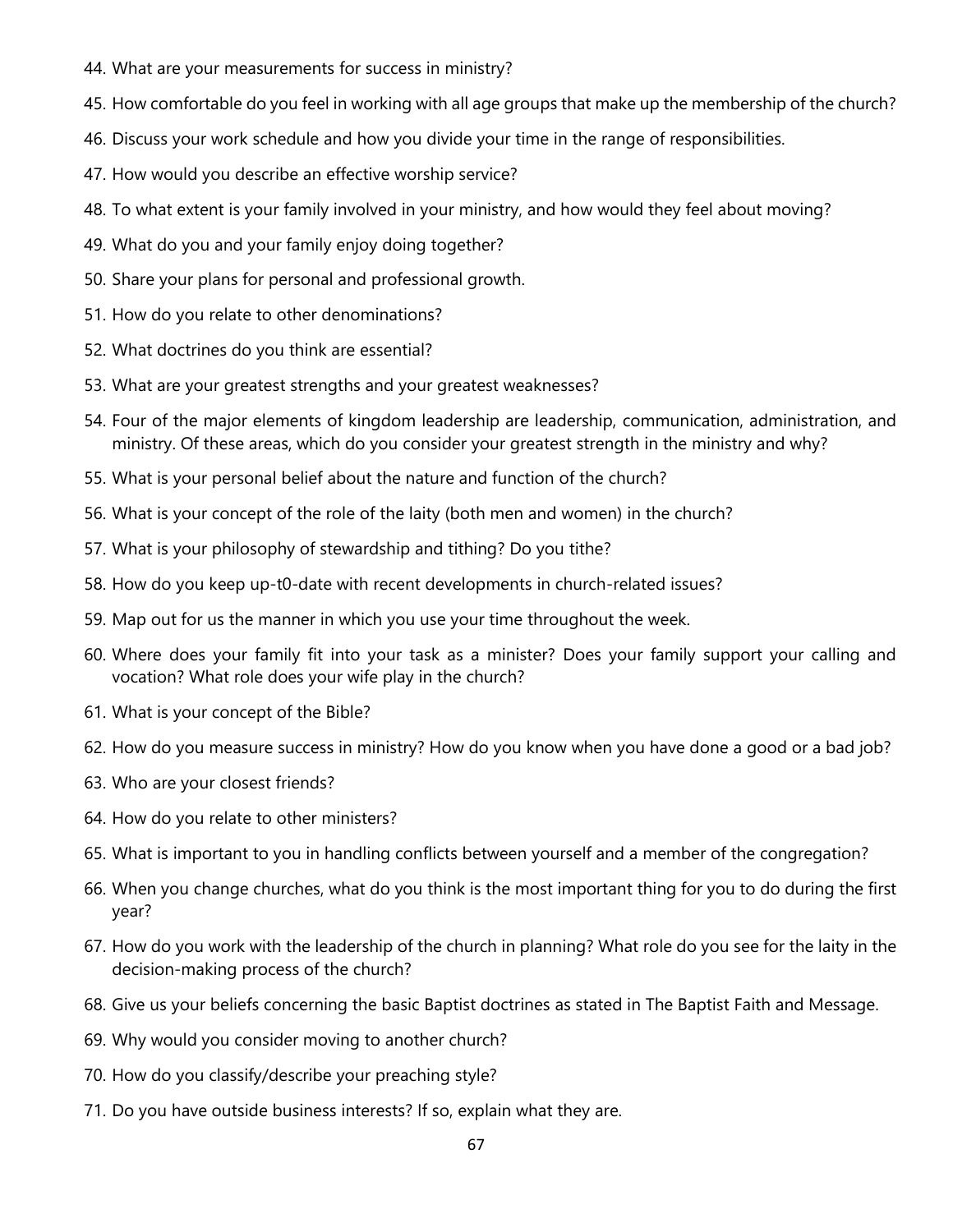44. What are your measurements for success in ministry?
45. How comfortable do you feel in working with all age groups that make up the membership of the church?
46. Discuss your work schedule and how you divide your time in the range of responsibilities.
47. How would you describe an effective worship service?
48. To what extent is your family involved in your ministry, and how would they feel about moving?
49. What do you and your family enjoy doing together?
50. Share your plans for personal and professional growth.
51. How do you relate to other denominations?
52. What doctrines do you think are essential?
53. What are your greatest strengths and your greatest weaknesses?
54. Four of the major elements of kingdom leadership are leadership, communication, administration, and ministry. Of these areas, which do you consider your greatest strength in the ministry and why?
55. What is your personal belief about the nature and function of the church?
56. What is your concept of the role of the laity (both men and women) in the church?
57. What is your philosophy of stewardship and tithing? Do you tithe?
58. How do you keep up-t0-date with recent developments in church-related issues?
59. Map out for us the manner in which you use your time throughout the week.
60. Where does your family fit into your task as a minister? Does your family support your calling and vocation? What role does your wife play in the church?
61. What is your concept of the Bible?
62. How do you measure success in ministry? How do you know when you have done a good or a bad job?
63. Who are your closest friends?
64. How do you relate to other ministers?
65. What is important to you in handling conflicts between yourself and a member of the congregation?
66. When you change churches, what do you think is the most important thing for you to do during the first year?
67. How do you work with the leadership of the church in planning? What role do you see for the laity in the decision-making process of the church?
68. Give us your beliefs concerning the basic Baptist doctrines as stated in The Baptist Faith and Message.
69. Why would you consider moving to another church?
70. How do you classify/describe your preaching style?
71. Do you have outside business interests? If so, explain what they are.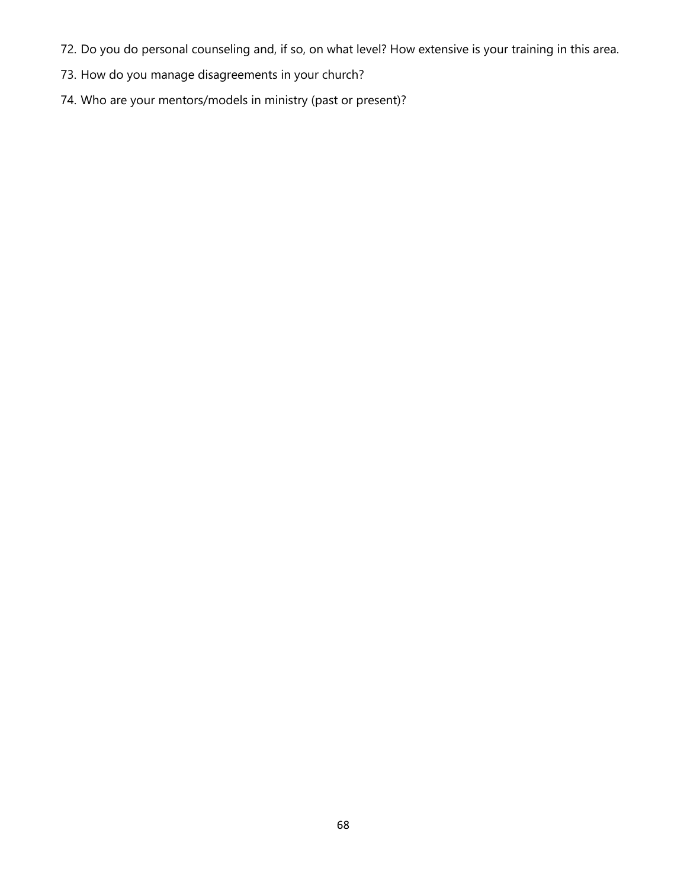72. Do you do personal counseling and, if so, on what level? How extensive is your training in this area.
73. How do you manage disagreements in your church?
74. Who are your mentors/models in ministry (past or present)?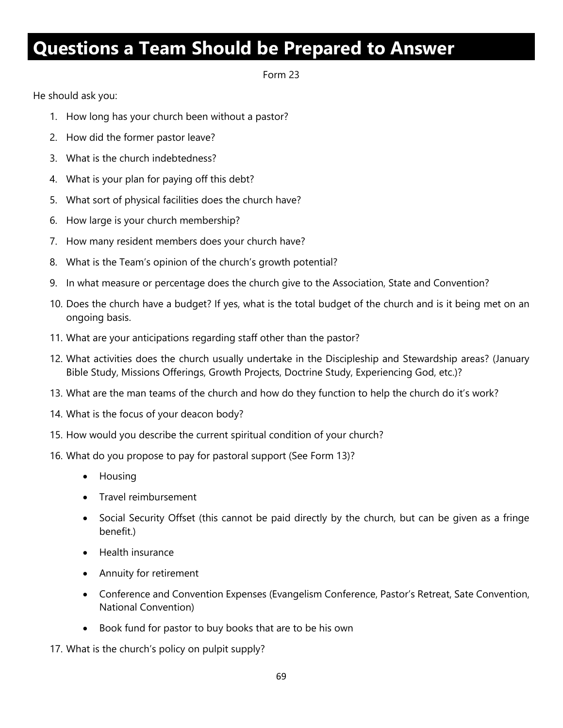# Questions a Team Should be Prepared to Answer

Form 23

He should ask you:

1. How long has your church been without a pastor?
2. How did the former pastor leave?
3. What is the church indebtedness?
4. What is your plan for paying off this debt?
5. What sort of physical facilities does the church have?
6. How large is your church membership?
7. How many resident members does your church have?
8. What is the Team's opinion of the church's growth potential?
9. In what measure or percentage does the church give to the Association, State and Convention?
10. Does the church have a budget? If yes, what is the total budget of the church and is it being met on an ongoing basis.
11. What are your anticipations regarding staff other than the pastor?
12. What activities does the church usually undertake in the Discipleship and Stewardship areas? (January Bible Study, Missions Offerings, Growth Projects, Doctrine Study, Experiencing God, etc.)?
13. What are the man teams of the church and how do they function to help the church do it's work?
14. What is the focus of your deacon body?
15. How would you describe the current spiritual condition of your church?
16. What do you propose to pay for pastoral support (See Form 13)?
    - Housing
    - Travel reimbursement
    - Social Security Offset (this cannot be paid directly by the church, but can be given as a fringe benefit.)
    - Health insurance
    - Annuity for retirement
    - Conference and Convention Expenses (Evangelism Conference, Pastor's Retreat, Sate Convention, National Convention)
    - Book fund for pastor to buy books that are to be his own
17. What is the church's policy on pulpit supply?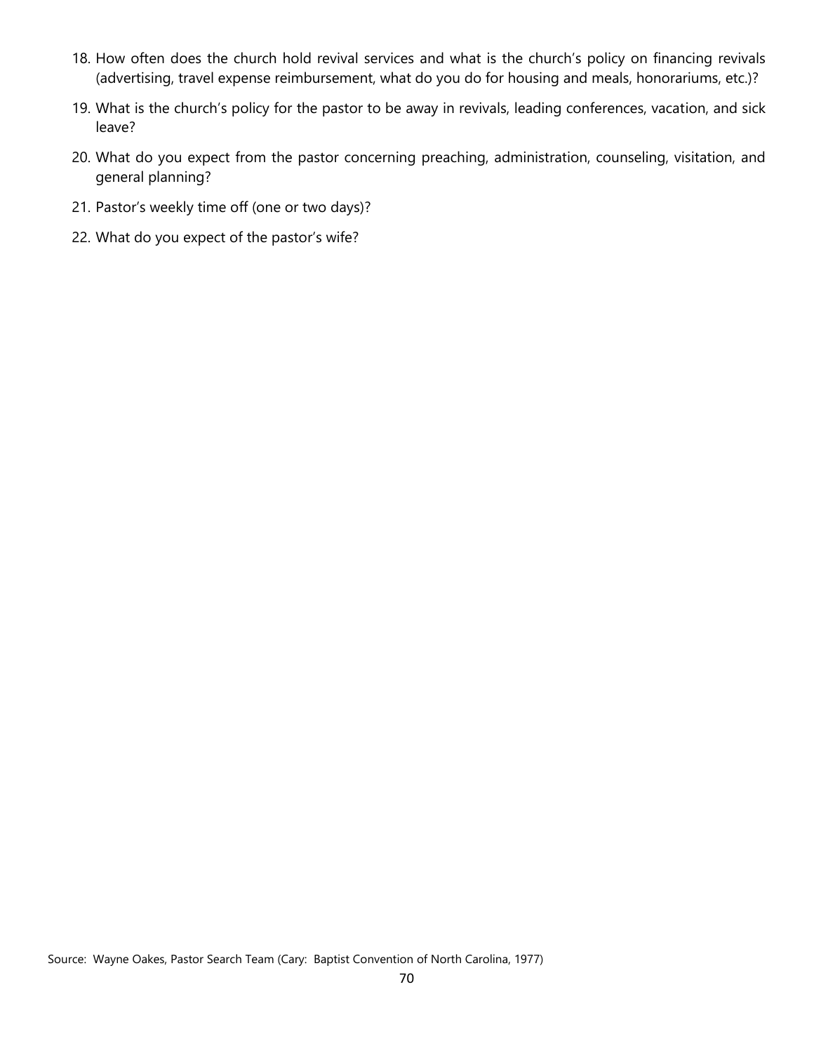18. How often does the church hold revival services and what is the church's policy on financing revivals (advertising, travel expense reimbursement, what do you do for housing and meals, honorariums, etc.)?
19. What is the church's policy for the pastor to be away in revivals, leading conferences, vacation, and sick leave?
20. What do you expect from the pastor concerning preaching, administration, counseling, visitation, and general planning?
21. Pastor's weekly time off (one or two days)?
22. What do you expect of the pastor's wife?

Source: Wayne Oakes, Pastor Search Team (Cary: Baptist Convention of North Carolina, 1977)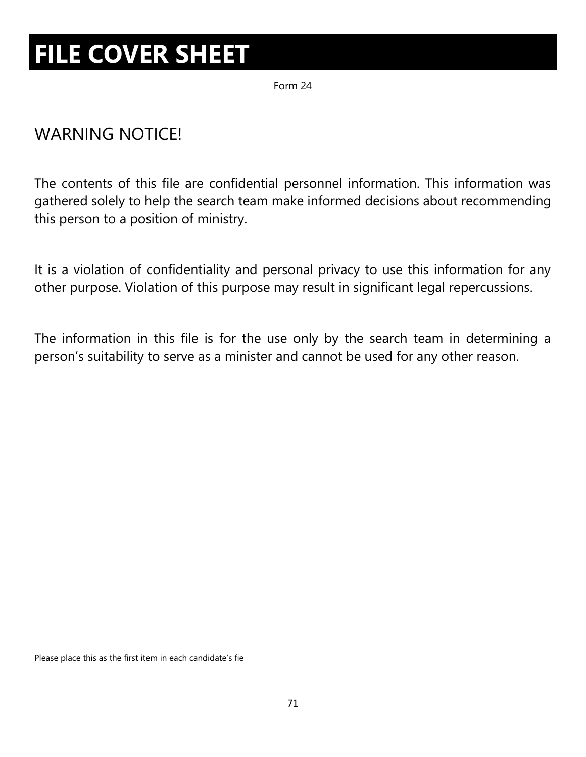# FILE COVER SHEET

Form 24

## WARNING NOTICE!

The contents of this file are confidential personnel information. This information was gathered solely to help the search team make informed decisions about recommending this person to a position of ministry.

It is a violation of confidentiality and personal privacy to use this information for any other purpose. Violation of this purpose may result in significant legal repercussions.

The information in this file is for the use only by the search team in determining a person's suitability to serve as a minister and cannot be used for any other reason.

Please place this as the first item in each candidate's fie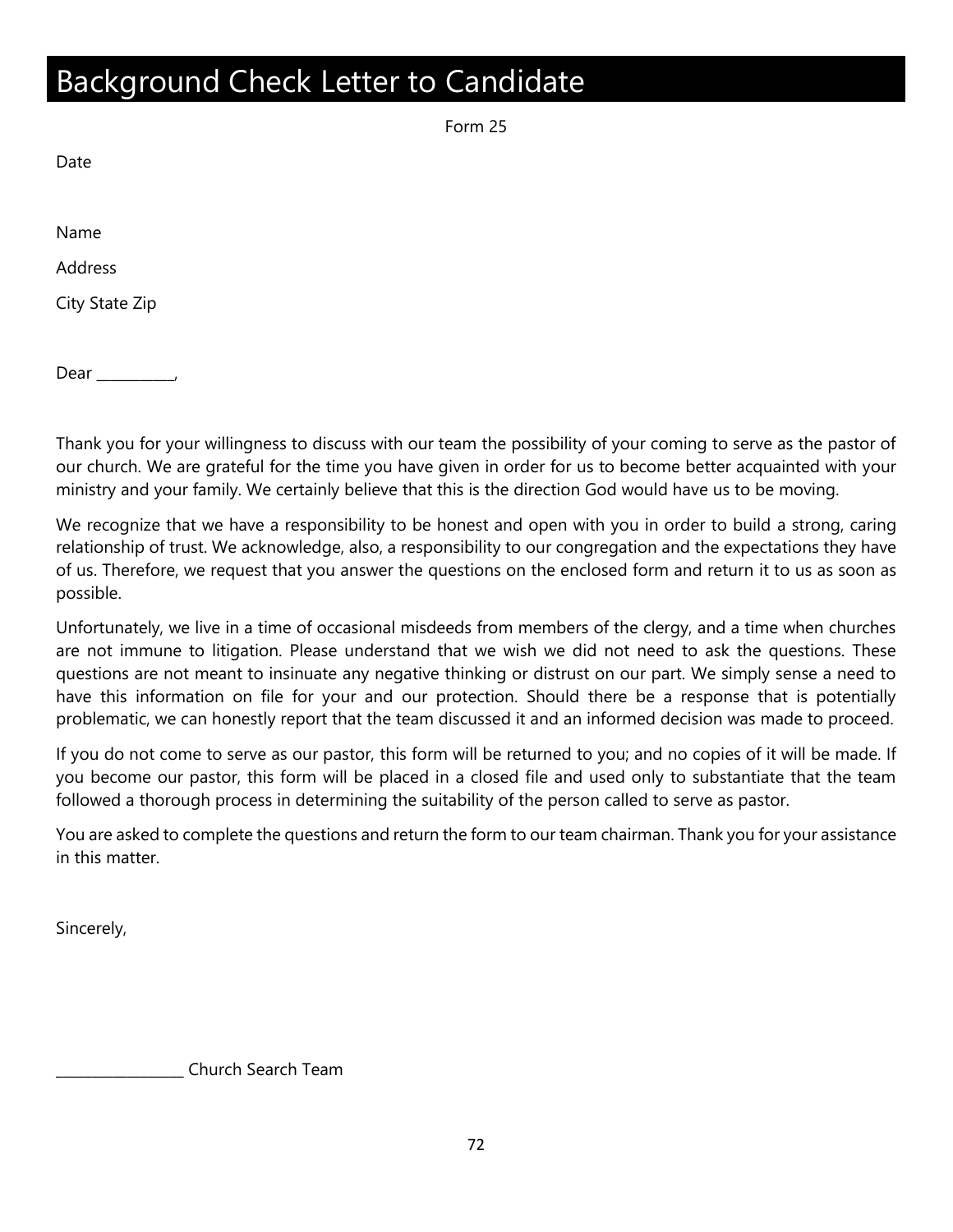# Background Check Letter to Candidate

Form 25

Date

Name

Address

City State Zip

Dear ___________,

Thank you for your willingness to discuss with our team the possibility of your coming to serve as the pastor of our church. We are grateful for the time you have given in order for us to become better acquainted with your ministry and your family. We certainly believe that this is the direction God would have us to be moving.

We recognize that we have a responsibility to be honest and open with you in order to build a strong, caring relationship of trust. We acknowledge, also, a responsibility to our congregation and the expectations they have of us. Therefore, we request that you answer the questions on the enclosed form and return it to us as soon as possible.

Unfortunately, we live in a time of occasional misdeeds from members of the clergy, and a time when churches are not immune to litigation. Please understand that we wish we did not need to ask the questions. These questions are not meant to insinuate any negative thinking or distrust on our part. We simply sense a need to have this information on file for your and our protection. Should there be a response that is potentially problematic, we can honestly report that the team discussed it and an informed decision was made to proceed.

If you do not come to serve as our pastor, this form will be returned to you; and no copies of it will be made. If you become our pastor, this form will be placed in a closed file and used only to substantiate that the team followed a thorough process in determining the suitability of the person called to serve as pastor.

You are asked to complete the questions and return the form to our team chairman. Thank you for your assistance in this matter.

Sincerely,

__________________ Church Search Team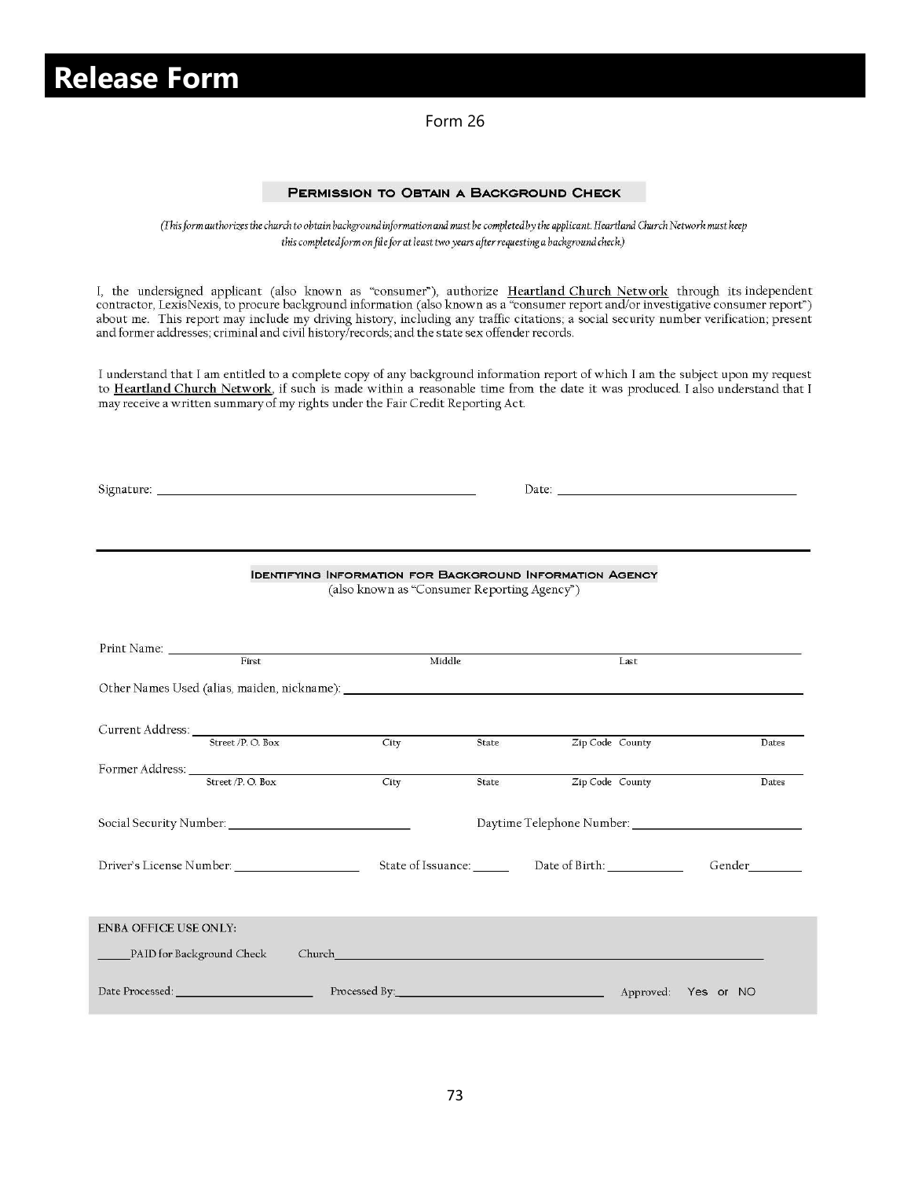# Release Form

Form 26

## Permission to Obtain a Background Check

*(This form authorizes the church to obtain background information and must be completed by the applicant. Heartland Church Network must keep this completed form on file for at least two years after requesting a background check.)*

I, the undersigned applicant (also known as "consumer"), authorize Heartland Church Network through its independent contractor, LexisNexis, to procure background information (also known as a "consumer report and/or investigative consumer report") about me. This report may include my driving history, including any traffic citations; a social security number verification; present and former addresses; criminal and civil history/records; and the state sex offender records.

I understand that I am entitled to a complete copy of any background information report of which I am the subject upon my request to Heartland Church Network, if such is made within a reasonable time from the date it was produced. I also understand that I may receive a written summary of my rights under the Fair Credit Reporting Act.

Signature: ______________________________ Date: ______________________

---

## Identifying Information for Background Information Agency

(also known as "Consumer Reporting Agency")

Print Name: ______________________________________________
First Middle Last

Other Names Used (alias, maiden, nickname): ______________________________

Current Address: ______________________________________________
Street /P. O. Box City State Zip Code County Dates

Former Address: ______________________________________________
Street /P. O. Box City State Zip Code County Dates

Social Security Number: ____________________ Daytime Telephone Number: ____________________

Driver's License Number: ______________ State of Issuance: _____ Date of Birth: __________ Gender________

ENBA OFFICE USE ONLY:

_____PAID for Background Check Church______________________________

Date Processed: ______________ Processed By:______________________ Approved: Yes or NO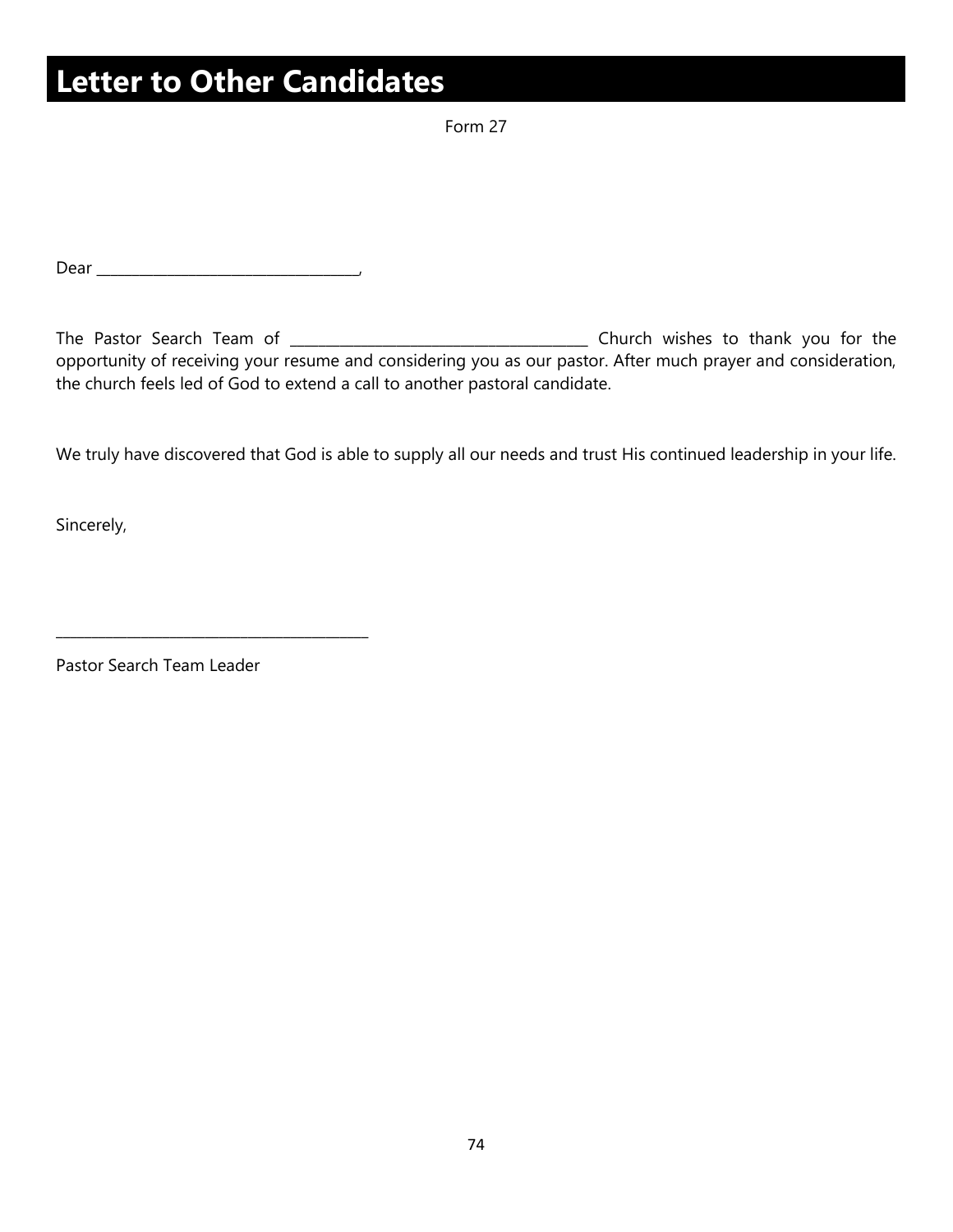# Letter to Other Candidates

Form 27

Dear ___________________________________,

The Pastor Search Team of ________________________________________ Church wishes to thank you for the opportunity of receiving your resume and considering you as our pastor. After much prayer and consideration, the church feels led of God to extend a call to another pastoral candidate.

We truly have discovered that God is able to supply all our needs and trust His continued leadership in your life.

Sincerely,

__________________________________________

Pastor Search Team Leader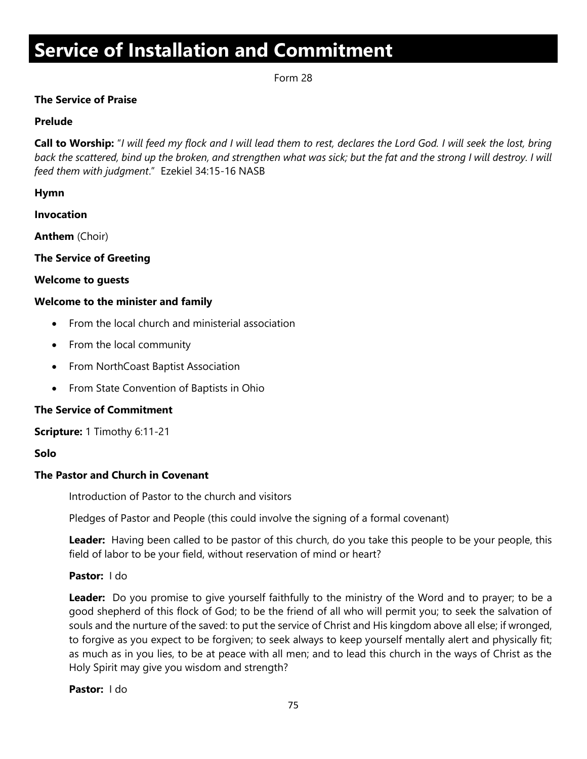# Service of Installation and Commitment

Form 28

**The Service of Praise**

**Prelude**

**Call to Worship:** "*I will feed my flock and I will lead them to rest, declares the Lord God. I will seek the lost, bring back the scattered, bind up the broken, and strengthen what was sick; but the fat and the strong I will destroy. I will feed them with judgment*." Ezekiel 34:15-16 NASB

**Hymn**

**Invocation**

**Anthem** (Choir)

**The Service of Greeting**

**Welcome to guests**

**Welcome to the minister and family**

- From the local church and ministerial association
- From the local community
- From NorthCoast Baptist Association
- From State Convention of Baptists in Ohio

**The Service of Commitment**

**Scripture:** 1 Timothy 6:11-21

**Solo**

**The Pastor and Church in Covenant**

Introduction of Pastor to the church and visitors

Pledges of Pastor and People (this could involve the signing of a formal covenant)

**Leader:** Having been called to be pastor of this church, do you take this people to be your people, this field of labor to be your field, without reservation of mind or heart?

**Pastor:** I do

**Leader:** Do you promise to give yourself faithfully to the ministry of the Word and to prayer; to be a good shepherd of this flock of God; to be the friend of all who will permit you; to seek the salvation of souls and the nurture of the saved: to put the service of Christ and His kingdom above all else; if wronged, to forgive as you expect to be forgiven; to seek always to keep yourself mentally alert and physically fit; as much as in you lies, to be at peace with all men; and to lead this church in the ways of Christ as the Holy Spirit may give you wisdom and strength?

**Pastor:** I do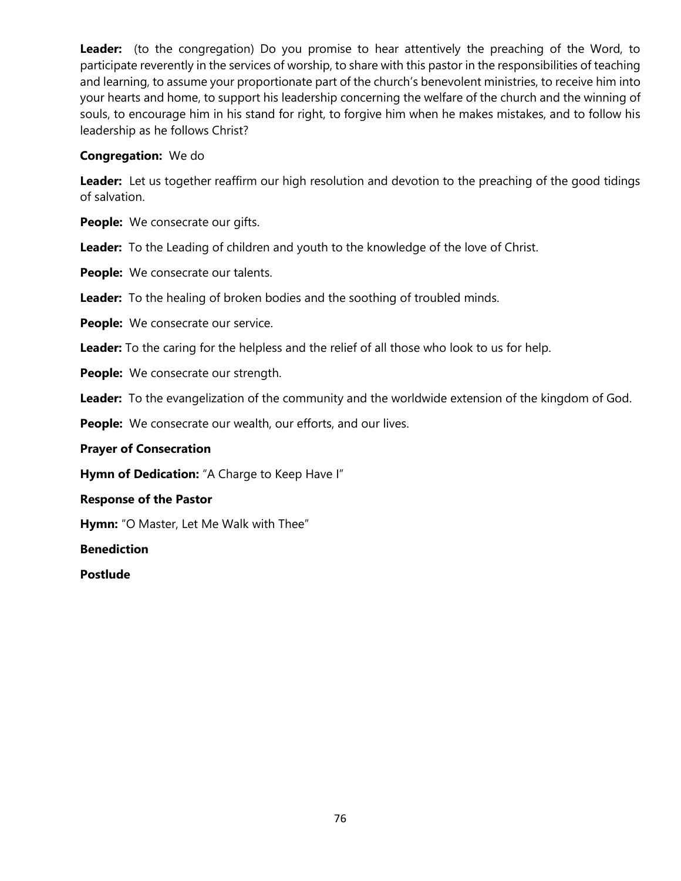**Leader:** (to the congregation) Do you promise to hear attentively the preaching of the Word, to participate reverently in the services of worship, to share with this pastor in the responsibilities of teaching and learning, to assume your proportionate part of the church's benevolent ministries, to receive him into your hearts and home, to support his leadership concerning the welfare of the church and the winning of souls, to encourage him in his stand for right, to forgive him when he makes mistakes, and to follow his leadership as he follows Christ?

**Congregation:** We do

**Leader:** Let us together reaffirm our high resolution and devotion to the preaching of the good tidings of salvation.

**People:** We consecrate our gifts.

**Leader:** To the Leading of children and youth to the knowledge of the love of Christ.

**People:** We consecrate our talents.

**Leader:** To the healing of broken bodies and the soothing of troubled minds.

**People:** We consecrate our service.

**Leader:** To the caring for the helpless and the relief of all those who look to us for help.

**People:** We consecrate our strength.

**Leader:** To the evangelization of the community and the worldwide extension of the kingdom of God.

**People:** We consecrate our wealth, our efforts, and our lives.

**Prayer of Consecration**

**Hymn of Dedication:** "A Charge to Keep Have I"

**Response of the Pastor**

**Hymn:** "O Master, Let Me Walk with Thee"

**Benediction**

**Postlude**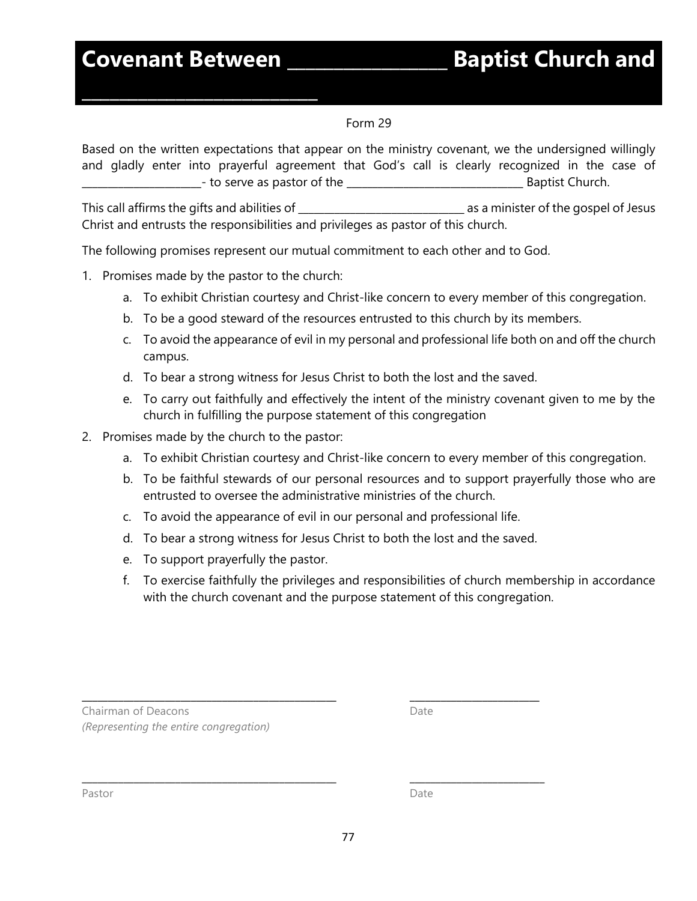# Covenant Between _________________ Baptist Church and ______________________________

Form 29

Based on the written expectations that appear on the ministry covenant, we the undersigned willingly and gladly enter into prayerful agreement that God's call is clearly recognized in the case of _____________________- to serve as pastor of the _______________________________ Baptist Church.

This call affirms the gifts and abilities of _____________________________ as a minister of the gospel of Jesus Christ and entrusts the responsibilities and privileges as pastor of this church.

The following promises represent our mutual commitment to each other and to God.

1. Promises made by the pastor to the church:
    a. To exhibit Christian courtesy and Christ-like concern to every member of this congregation.
    b. To be a good steward of the resources entrusted to this church by its members.
    c. To avoid the appearance of evil in my personal and professional life both on and off the church campus.
    d. To bear a strong witness for Jesus Christ to both the lost and the saved.
    e. To carry out faithfully and effectively the intent of the ministry covenant given to me by the church in fulfilling the purpose statement of this congregation
2. Promises made by the church to the pastor:
    a. To exhibit Christian courtesy and Christ-like concern to every member of this congregation.
    b. To be faithful stewards of our personal resources and to support prayerfully those who are entrusted to oversee the administrative ministries of the church.
    c. To avoid the appearance of evil in our personal and professional life.
    d. To bear a strong witness for Jesus Christ to both the lost and the saved.
    e. To support prayerfully the pastor.
    f. To exercise faithfully the privileges and responsibilities of church membership in accordance with the church covenant and the purpose statement of this congregation.

_____________________________________________ ________________________

Chairman of Deacons Date
*(Representing the entire congregation)*

_____________________________________________ ________________________

Pastor Date